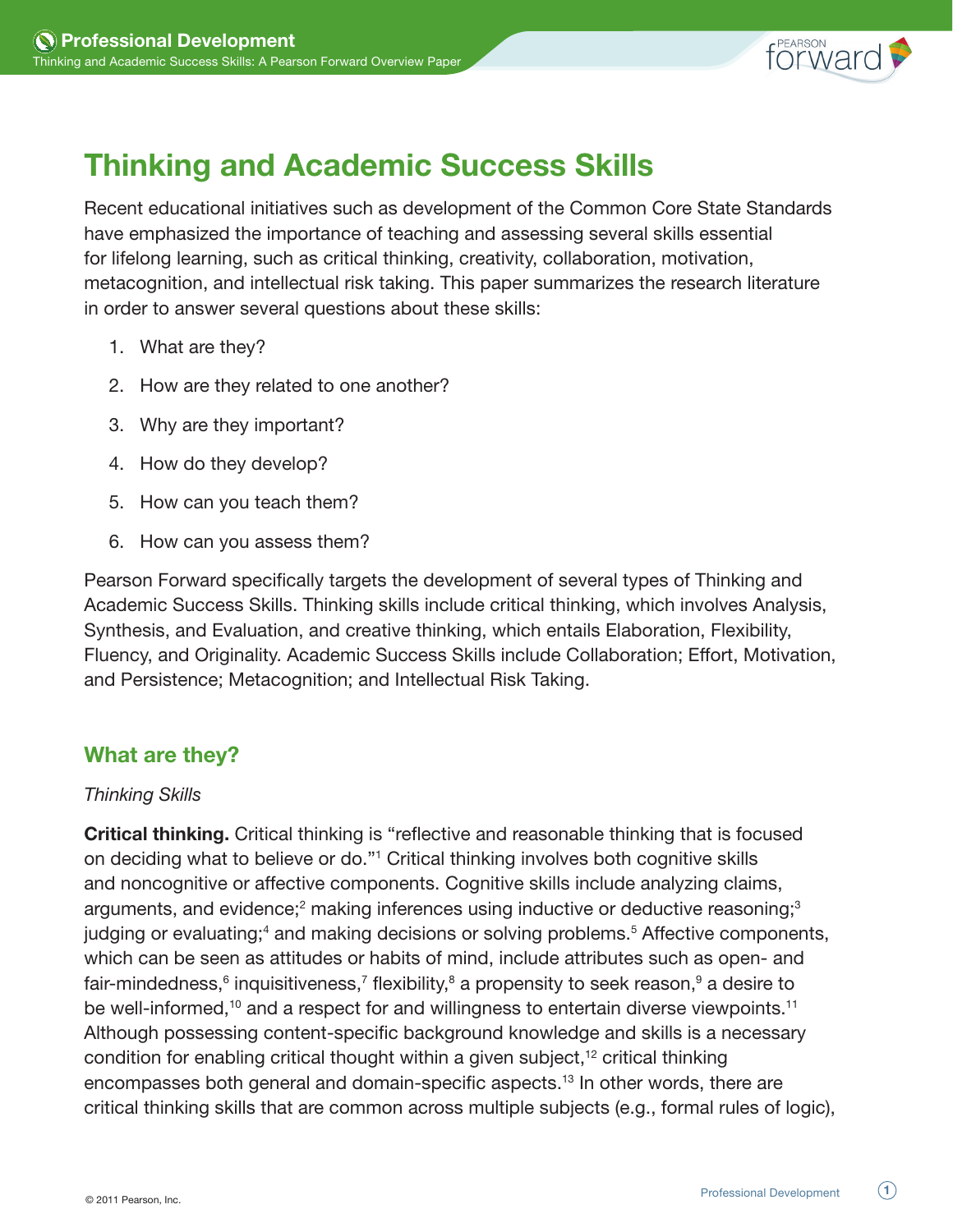# Thinking and Academic Success Skills

Recent educational initiatives such as development of the Common Core State Standards have emphasized the importance of teaching and assessing several skills essential for lifelong learning, such as critical thinking, creativity, collaboration, motivation, metacognition, and intellectual risk taking. This paper summarizes the research literature in order to answer several questions about these skills:

1. What are they?
2. How are they related to one another?
3. Why are they important?
4. How do they develop?
5. How can you teach them?
6. How can you assess them?

Pearson Forward specifically targets the development of several types of Thinking and Academic Success Skills. Thinking skills include critical thinking, which involves Analysis, Synthesis, and Evaluation, and creative thinking, which entails Elaboration, Flexibility, Fluency, and Originality. Academic Success Skills include Collaboration; Effort, Motivation, and Persistence; Metacognition; and Intellectual Risk Taking.

## What are they?

*Thinking Skills*

**Critical thinking.** Critical thinking is "reflective and reasonable thinking that is focused on deciding what to believe or do."[1] Critical thinking involves both cognitive skills and noncognitive or affective components. Cognitive skills include analyzing claims, arguments, and evidence;[2] making inferences using inductive or deductive reasoning;[3] judging or evaluating;[4] and making decisions or solving problems.[5] Affective components, which can be seen as attitudes or habits of mind, include attributes such as open- and fair-mindedness,[6] inquisitiveness,[7] flexibility,[8] a propensity to seek reason,[9] a desire to be well-informed,[10] and a respect for and willingness to entertain diverse viewpoints.[11] Although possessing content-specific background knowledge and skills is a necessary condition for enabling critical thought within a given subject,[12] critical thinking encompasses both general and domain-specific aspects.[13] In other words, there are critical thinking skills that are common across multiple subjects (e.g., formal rules of logic),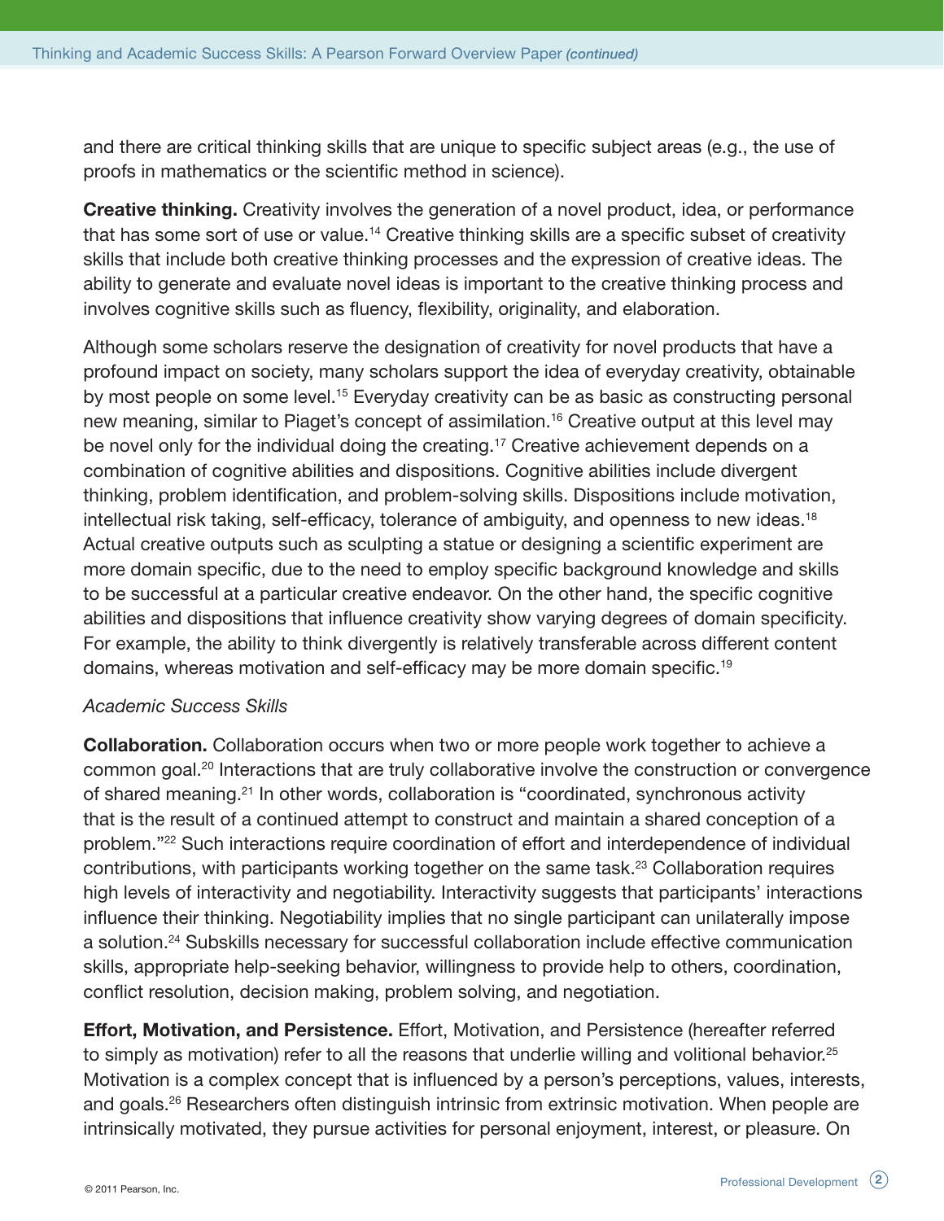and there are critical thinking skills that are unique to specific subject areas (e.g., the use of proofs in mathematics or the scientific method in science).

**Creative thinking.** Creativity involves the generation of a novel product, idea, or performance that has some sort of use or value.[14] Creative thinking skills are a specific subset of creativity skills that include both creative thinking processes and the expression of creative ideas. The ability to generate and evaluate novel ideas is important to the creative thinking process and involves cognitive skills such as fluency, flexibility, originality, and elaboration.

Although some scholars reserve the designation of creativity for novel products that have a profound impact on society, many scholars support the idea of everyday creativity, obtainable by most people on some level.[15] Everyday creativity can be as basic as constructing personal new meaning, similar to Piaget's concept of assimilation.[16] Creative output at this level may be novel only for the individual doing the creating.[17] Creative achievement depends on a combination of cognitive abilities and dispositions. Cognitive abilities include divergent thinking, problem identification, and problem-solving skills. Dispositions include motivation, intellectual risk taking, self-efficacy, tolerance of ambiguity, and openness to new ideas.[18] Actual creative outputs such as sculpting a statue or designing a scientific experiment are more domain specific, due to the need to employ specific background knowledge and skills to be successful at a particular creative endeavor. On the other hand, the specific cognitive abilities and dispositions that influence creativity show varying degrees of domain specificity. For example, the ability to think divergently is relatively transferable across different content domains, whereas motivation and self-efficacy may be more domain specific.[19]

*Academic Success Skills*

**Collaboration.** Collaboration occurs when two or more people work together to achieve a common goal.[20] Interactions that are truly collaborative involve the construction or convergence of shared meaning.[21] In other words, collaboration is "coordinated, synchronous activity that is the result of a continued attempt to construct and maintain a shared conception of a problem."[22] Such interactions require coordination of effort and interdependence of individual contributions, with participants working together on the same task.[23] Collaboration requires high levels of interactivity and negotiability. Interactivity suggests that participants' interactions influence their thinking. Negotiability implies that no single participant can unilaterally impose a solution.[24] Subskills necessary for successful collaboration include effective communication skills, appropriate help-seeking behavior, willingness to provide help to others, coordination, conflict resolution, decision making, problem solving, and negotiation.

**Effort, Motivation, and Persistence.** Effort, Motivation, and Persistence (hereafter referred to simply as motivation) refer to all the reasons that underlie willing and volitional behavior.[25] Motivation is a complex concept that is influenced by a person's perceptions, values, interests, and goals.[26] Researchers often distinguish intrinsic from extrinsic motivation. When people are intrinsically motivated, they pursue activities for personal enjoyment, interest, or pleasure. On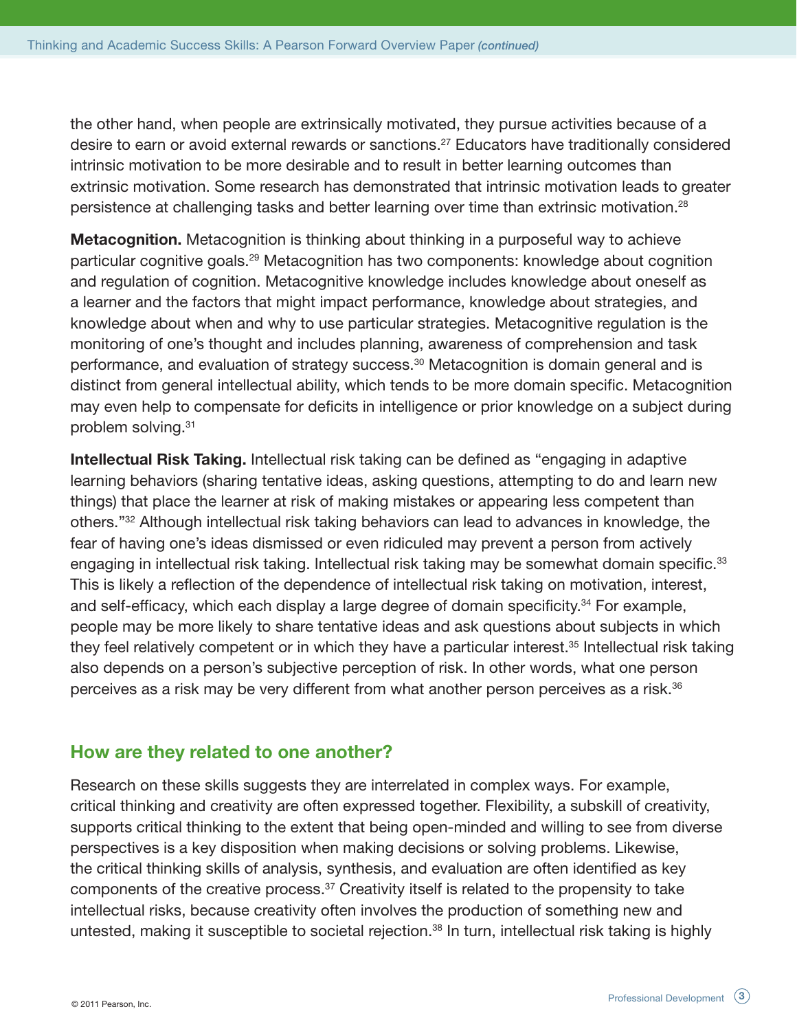the other hand, when people are extrinsically motivated, they pursue activities because of a desire to earn or avoid external rewards or sanctions.[27] Educators have traditionally considered intrinsic motivation to be more desirable and to result in better learning outcomes than extrinsic motivation. Some research has demonstrated that intrinsic motivation leads to greater persistence at challenging tasks and better learning over time than extrinsic motivation.[28]

**Metacognition.** Metacognition is thinking about thinking in a purposeful way to achieve particular cognitive goals.[29] Metacognition has two components: knowledge about cognition and regulation of cognition. Metacognitive knowledge includes knowledge about oneself as a learner and the factors that might impact performance, knowledge about strategies, and knowledge about when and why to use particular strategies. Metacognitive regulation is the monitoring of one's thought and includes planning, awareness of comprehension and task performance, and evaluation of strategy success.[30] Metacognition is domain general and is distinct from general intellectual ability, which tends to be more domain specific. Metacognition may even help to compensate for deficits in intelligence or prior knowledge on a subject during problem solving.[31]

**Intellectual Risk Taking.** Intellectual risk taking can be defined as "engaging in adaptive learning behaviors (sharing tentative ideas, asking questions, attempting to do and learn new things) that place the learner at risk of making mistakes or appearing less competent than others."[32] Although intellectual risk taking behaviors can lead to advances in knowledge, the fear of having one's ideas dismissed or even ridiculed may prevent a person from actively engaging in intellectual risk taking. Intellectual risk taking may be somewhat domain specific.[33] This is likely a reflection of the dependence of intellectual risk taking on motivation, interest, and self-efficacy, which each display a large degree of domain specificity.[34] For example, people may be more likely to share tentative ideas and ask questions about subjects in which they feel relatively competent or in which they have a particular interest.[35] Intellectual risk taking also depends on a person's subjective perception of risk. In other words, what one person perceives as a risk may be very different from what another person perceives as a risk.[36]

## How are they related to one another?

Research on these skills suggests they are interrelated in complex ways. For example, critical thinking and creativity are often expressed together. Flexibility, a subskill of creativity, supports critical thinking to the extent that being open-minded and willing to see from diverse perspectives is a key disposition when making decisions or solving problems. Likewise, the critical thinking skills of analysis, synthesis, and evaluation are often identified as key components of the creative process.[37] Creativity itself is related to the propensity to take intellectual risks, because creativity often involves the production of something new and untested, making it susceptible to societal rejection.[38] In turn, intellectual risk taking is highly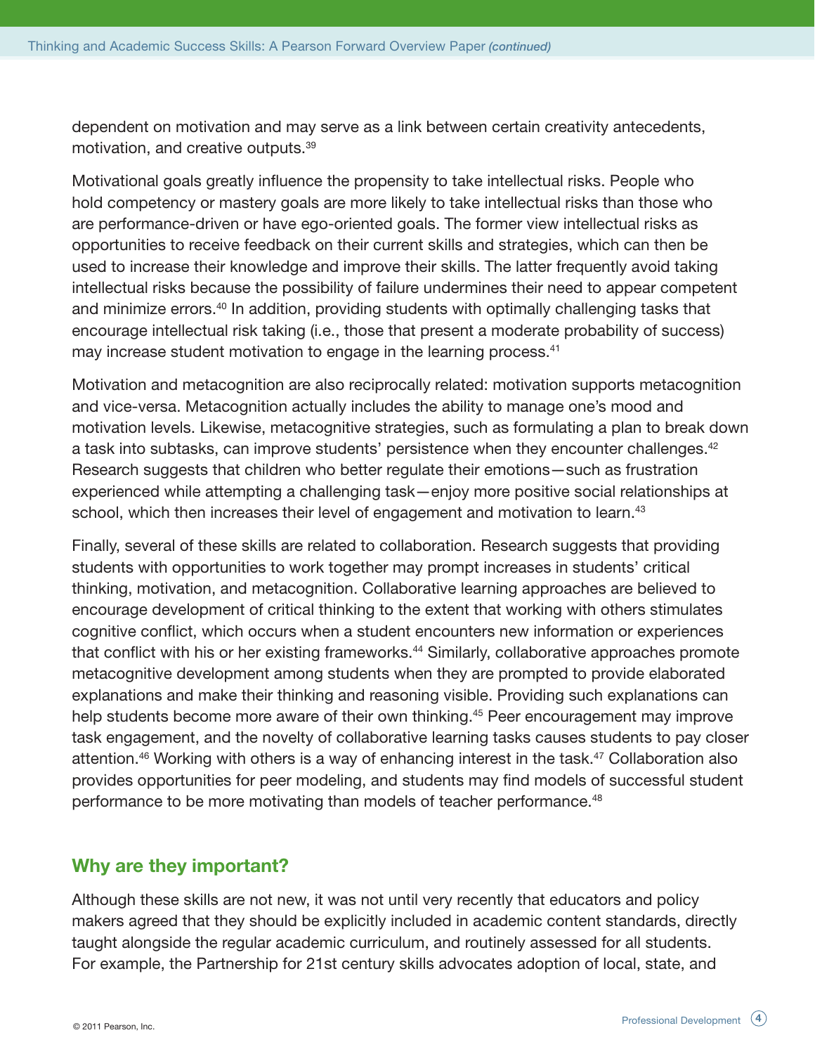dependent on motivation and may serve as a link between certain creativity antecedents, motivation, and creative outputs.[39]

Motivational goals greatly influence the propensity to take intellectual risks. People who hold competency or mastery goals are more likely to take intellectual risks than those who are performance-driven or have ego-oriented goals. The former view intellectual risks as opportunities to receive feedback on their current skills and strategies, which can then be used to increase their knowledge and improve their skills. The latter frequently avoid taking intellectual risks because the possibility of failure undermines their need to appear competent and minimize errors.[40] In addition, providing students with optimally challenging tasks that encourage intellectual risk taking (i.e., those that present a moderate probability of success) may increase student motivation to engage in the learning process.[41]

Motivation and metacognition are also reciprocally related: motivation supports metacognition and vice-versa. Metacognition actually includes the ability to manage one's mood and motivation levels. Likewise, metacognitive strategies, such as formulating a plan to break down a task into subtasks, can improve students' persistence when they encounter challenges.[42] Research suggests that children who better regulate their emotions—such as frustration experienced while attempting a challenging task—enjoy more positive social relationships at school, which then increases their level of engagement and motivation to learn.[43]

Finally, several of these skills are related to collaboration. Research suggests that providing students with opportunities to work together may prompt increases in students' critical thinking, motivation, and metacognition. Collaborative learning approaches are believed to encourage development of critical thinking to the extent that working with others stimulates cognitive conflict, which occurs when a student encounters new information or experiences that conflict with his or her existing frameworks.[44] Similarly, collaborative approaches promote metacognitive development among students when they are prompted to provide elaborated explanations and make their thinking and reasoning visible. Providing such explanations can help students become more aware of their own thinking.[45] Peer encouragement may improve task engagement, and the novelty of collaborative learning tasks causes students to pay closer attention.[46] Working with others is a way of enhancing interest in the task.[47] Collaboration also provides opportunities for peer modeling, and students may find models of successful student performance to be more motivating than models of teacher performance.[48]

## Why are they important?

Although these skills are not new, it was not until very recently that educators and policy makers agreed that they should be explicitly included in academic content standards, directly taught alongside the regular academic curriculum, and routinely assessed for all students. For example, the Partnership for 21st century skills advocates adoption of local, state, and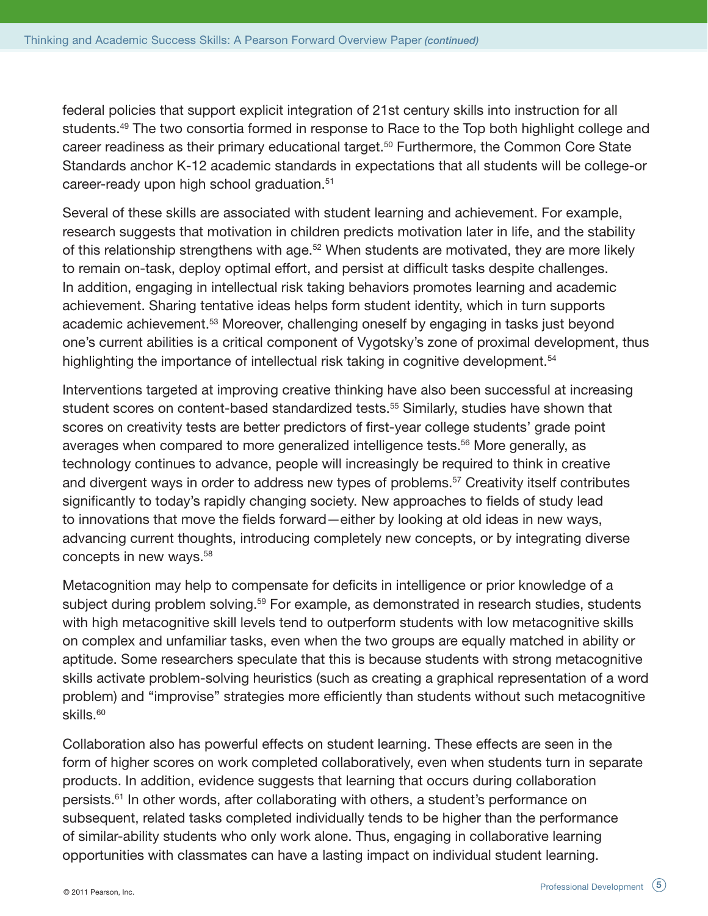federal policies that support explicit integration of 21st century skills into instruction for all students.[49] The two consortia formed in response to Race to the Top both highlight college and career readiness as their primary educational target.[50] Furthermore, the Common Core State Standards anchor K-12 academic standards in expectations that all students will be college-or career-ready upon high school graduation.[51]

Several of these skills are associated with student learning and achievement. For example, research suggests that motivation in children predicts motivation later in life, and the stability of this relationship strengthens with age.[52] When students are motivated, they are more likely to remain on-task, deploy optimal effort, and persist at difficult tasks despite challenges. In addition, engaging in intellectual risk taking behaviors promotes learning and academic achievement. Sharing tentative ideas helps form student identity, which in turn supports academic achievement.[53] Moreover, challenging oneself by engaging in tasks just beyond one's current abilities is a critical component of Vygotsky's zone of proximal development, thus highlighting the importance of intellectual risk taking in cognitive development.[54]

Interventions targeted at improving creative thinking have also been successful at increasing student scores on content-based standardized tests.[55] Similarly, studies have shown that scores on creativity tests are better predictors of first-year college students' grade point averages when compared to more generalized intelligence tests.[56] More generally, as technology continues to advance, people will increasingly be required to think in creative and divergent ways in order to address new types of problems.[57] Creativity itself contributes significantly to today's rapidly changing society. New approaches to fields of study lead to innovations that move the fields forward—either by looking at old ideas in new ways, advancing current thoughts, introducing completely new concepts, or by integrating diverse concepts in new ways.[58]

Metacognition may help to compensate for deficits in intelligence or prior knowledge of a subject during problem solving.[59] For example, as demonstrated in research studies, students with high metacognitive skill levels tend to outperform students with low metacognitive skills on complex and unfamiliar tasks, even when the two groups are equally matched in ability or aptitude. Some researchers speculate that this is because students with strong metacognitive skills activate problem-solving heuristics (such as creating a graphical representation of a word problem) and "improvise" strategies more efficiently than students without such metacognitive skills.[60]

Collaboration also has powerful effects on student learning. These effects are seen in the form of higher scores on work completed collaboratively, even when students turn in separate products. In addition, evidence suggests that learning that occurs during collaboration persists.[61] In other words, after collaborating with others, a student's performance on subsequent, related tasks completed individually tends to be higher than the performance of similar-ability students who only work alone. Thus, engaging in collaborative learning opportunities with classmates can have a lasting impact on individual student learning.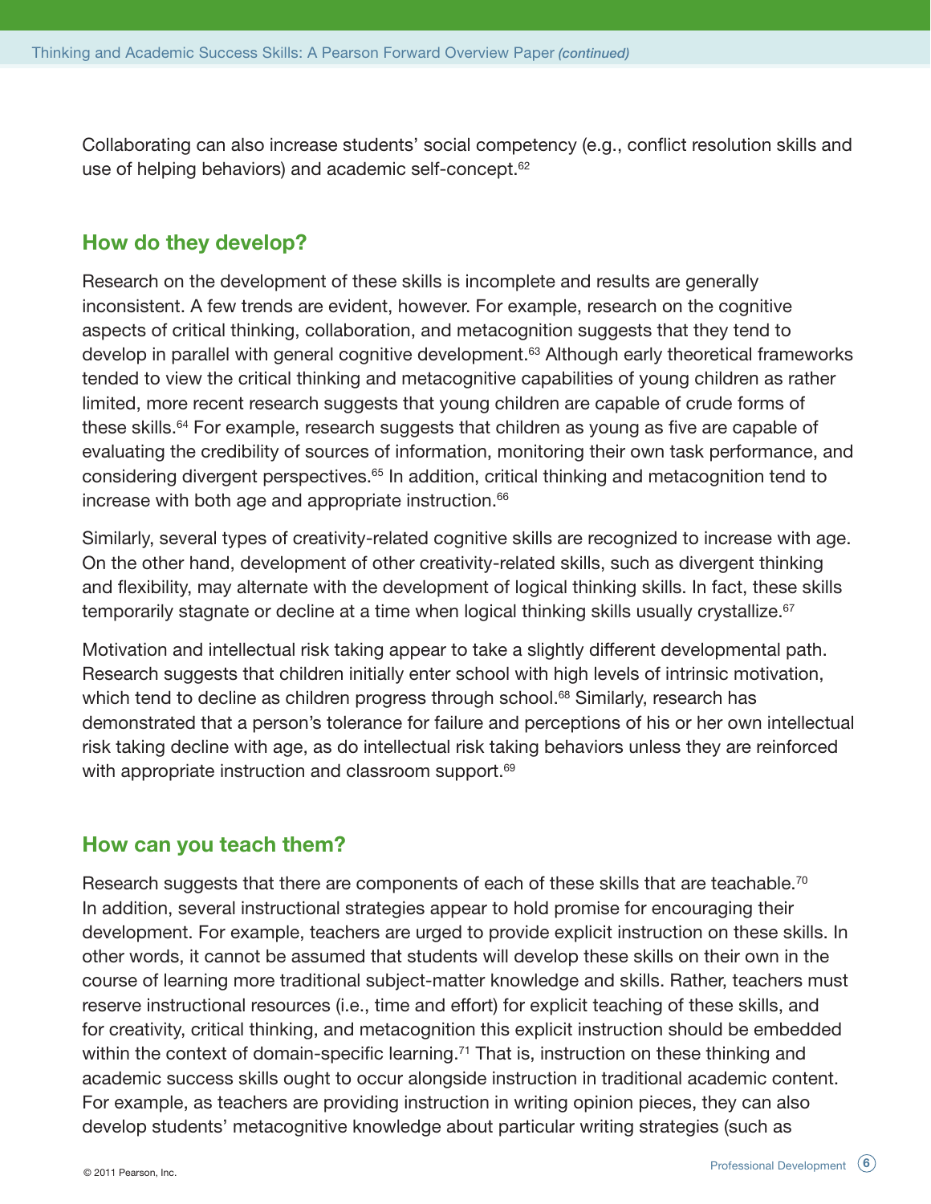Collaborating can also increase students' social competency (e.g., conflict resolution skills and use of helping behaviors) and academic self-concept.[62]

## How do they develop?

Research on the development of these skills is incomplete and results are generally inconsistent. A few trends are evident, however. For example, research on the cognitive aspects of critical thinking, collaboration, and metacognition suggests that they tend to develop in parallel with general cognitive development.[63] Although early theoretical frameworks tended to view the critical thinking and metacognitive capabilities of young children as rather limited, more recent research suggests that young children are capable of crude forms of these skills.[64] For example, research suggests that children as young as five are capable of evaluating the credibility of sources of information, monitoring their own task performance, and considering divergent perspectives.[65] In addition, critical thinking and metacognition tend to increase with both age and appropriate instruction.[66]

Similarly, several types of creativity-related cognitive skills are recognized to increase with age. On the other hand, development of other creativity-related skills, such as divergent thinking and flexibility, may alternate with the development of logical thinking skills. In fact, these skills temporarily stagnate or decline at a time when logical thinking skills usually crystallize.[67]

Motivation and intellectual risk taking appear to take a slightly different developmental path. Research suggests that children initially enter school with high levels of intrinsic motivation, which tend to decline as children progress through school.[68] Similarly, research has demonstrated that a person's tolerance for failure and perceptions of his or her own intellectual risk taking decline with age, as do intellectual risk taking behaviors unless they are reinforced with appropriate instruction and classroom support.[69]

## How can you teach them?

Research suggests that there are components of each of these skills that are teachable.[70] In addition, several instructional strategies appear to hold promise for encouraging their development. For example, teachers are urged to provide explicit instruction on these skills. In other words, it cannot be assumed that students will develop these skills on their own in the course of learning more traditional subject-matter knowledge and skills. Rather, teachers must reserve instructional resources (i.e., time and effort) for explicit teaching of these skills, and for creativity, critical thinking, and metacognition this explicit instruction should be embedded within the context of domain-specific learning.[71] That is, instruction on these thinking and academic success skills ought to occur alongside instruction in traditional academic content. For example, as teachers are providing instruction in writing opinion pieces, they can also develop students' metacognitive knowledge about particular writing strategies (such as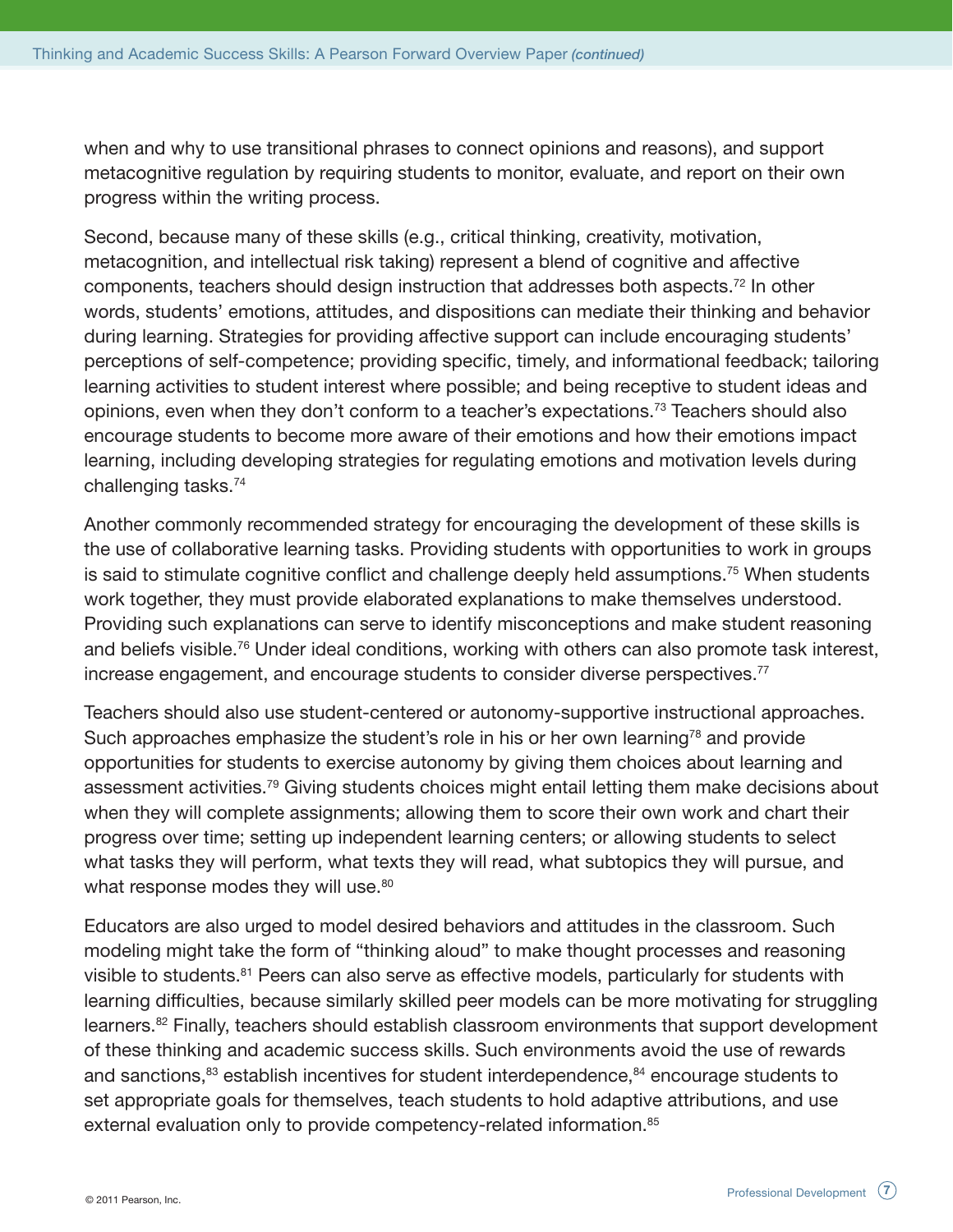when and why to use transitional phrases to connect opinions and reasons), and support metacognitive regulation by requiring students to monitor, evaluate, and report on their own progress within the writing process.

Second, because many of these skills (e.g., critical thinking, creativity, motivation, metacognition, and intellectual risk taking) represent a blend of cognitive and affective components, teachers should design instruction that addresses both aspects.[72] In other words, students' emotions, attitudes, and dispositions can mediate their thinking and behavior during learning. Strategies for providing affective support can include encouraging students' perceptions of self-competence; providing specific, timely, and informational feedback; tailoring learning activities to student interest where possible; and being receptive to student ideas and opinions, even when they don't conform to a teacher's expectations.[73] Teachers should also encourage students to become more aware of their emotions and how their emotions impact learning, including developing strategies for regulating emotions and motivation levels during challenging tasks.[74]

Another commonly recommended strategy for encouraging the development of these skills is the use of collaborative learning tasks. Providing students with opportunities to work in groups is said to stimulate cognitive conflict and challenge deeply held assumptions.[75] When students work together, they must provide elaborated explanations to make themselves understood. Providing such explanations can serve to identify misconceptions and make student reasoning and beliefs visible.[76] Under ideal conditions, working with others can also promote task interest, increase engagement, and encourage students to consider diverse perspectives.[77]

Teachers should also use student-centered or autonomy-supportive instructional approaches. Such approaches emphasize the student's role in his or her own learning[78] and provide opportunities for students to exercise autonomy by giving them choices about learning and assessment activities.[79] Giving students choices might entail letting them make decisions about when they will complete assignments; allowing them to score their own work and chart their progress over time; setting up independent learning centers; or allowing students to select what tasks they will perform, what texts they will read, what subtopics they will pursue, and what response modes they will use.[80]

Educators are also urged to model desired behaviors and attitudes in the classroom. Such modeling might take the form of "thinking aloud" to make thought processes and reasoning visible to students.[81] Peers can also serve as effective models, particularly for students with learning difficulties, because similarly skilled peer models can be more motivating for struggling learners.[82] Finally, teachers should establish classroom environments that support development of these thinking and academic success skills. Such environments avoid the use of rewards and sanctions,[83] establish incentives for student interdependence,[84] encourage students to set appropriate goals for themselves, teach students to hold adaptive attributions, and use external evaluation only to provide competency-related information.[85]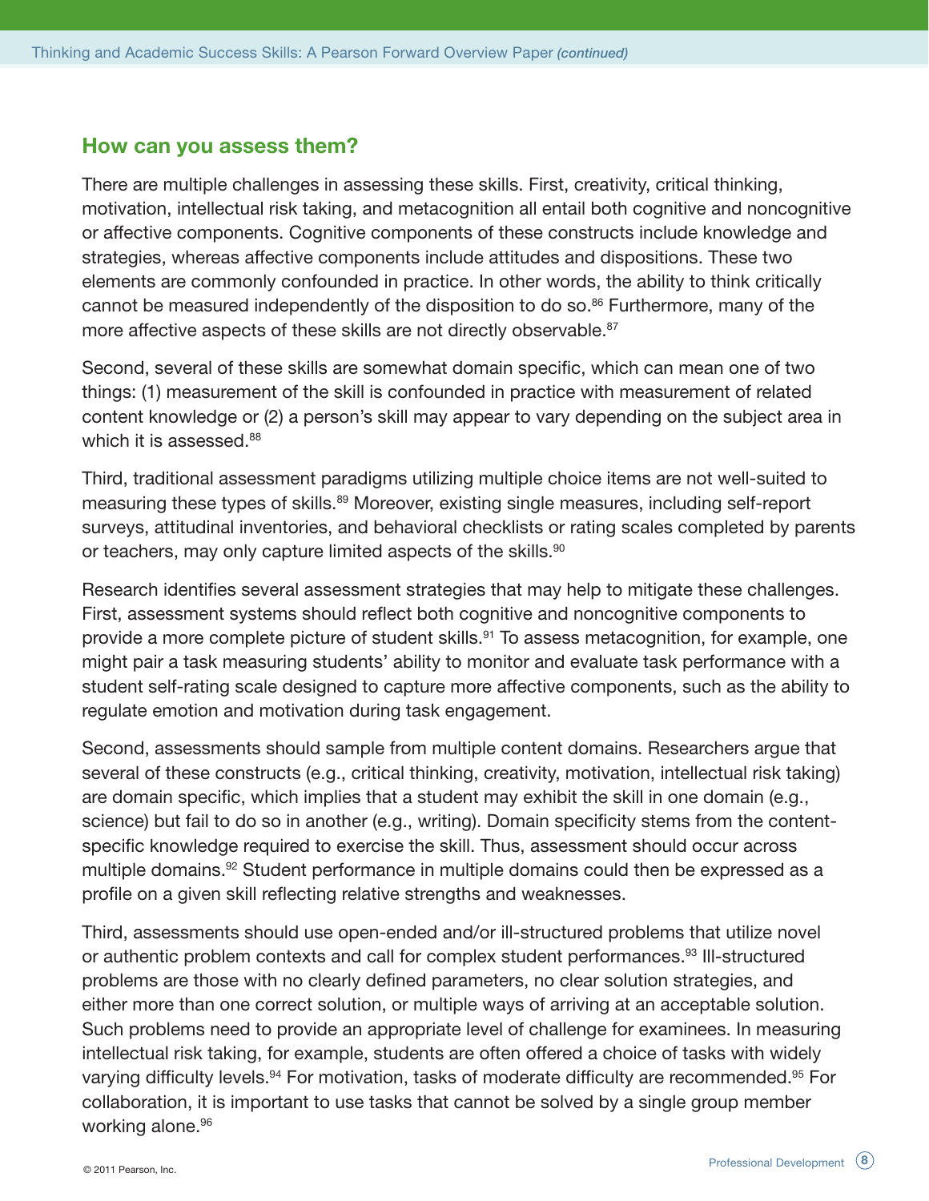## How can you assess them?

There are multiple challenges in assessing these skills. First, creativity, critical thinking, motivation, intellectual risk taking, and metacognition all entail both cognitive and noncognitive or affective components. Cognitive components of these constructs include knowledge and strategies, whereas affective components include attitudes and dispositions. These two elements are commonly confounded in practice. In other words, the ability to think critically cannot be measured independently of the disposition to do so.[86] Furthermore, many of the more affective aspects of these skills are not directly observable.[87]

Second, several of these skills are somewhat domain specific, which can mean one of two things: (1) measurement of the skill is confounded in practice with measurement of related content knowledge or (2) a person's skill may appear to vary depending on the subject area in which it is assessed.[88]

Third, traditional assessment paradigms utilizing multiple choice items are not well-suited to measuring these types of skills.[89] Moreover, existing single measures, including self-report surveys, attitudinal inventories, and behavioral checklists or rating scales completed by parents or teachers, may only capture limited aspects of the skills.[90]

Research identifies several assessment strategies that may help to mitigate these challenges. First, assessment systems should reflect both cognitive and noncognitive components to provide a more complete picture of student skills.[91] To assess metacognition, for example, one might pair a task measuring students' ability to monitor and evaluate task performance with a student self-rating scale designed to capture more affective components, such as the ability to regulate emotion and motivation during task engagement.

Second, assessments should sample from multiple content domains. Researchers argue that several of these constructs (e.g., critical thinking, creativity, motivation, intellectual risk taking) are domain specific, which implies that a student may exhibit the skill in one domain (e.g., science) but fail to do so in another (e.g., writing). Domain specificity stems from the content-specific knowledge required to exercise the skill. Thus, assessment should occur across multiple domains.[92] Student performance in multiple domains could then be expressed as a profile on a given skill reflecting relative strengths and weaknesses.

Third, assessments should use open-ended and/or ill-structured problems that utilize novel or authentic problem contexts and call for complex student performances.[93] Ill-structured problems are those with no clearly defined parameters, no clear solution strategies, and either more than one correct solution, or multiple ways of arriving at an acceptable solution. Such problems need to provide an appropriate level of challenge for examinees. In measuring intellectual risk taking, for example, students are often offered a choice of tasks with widely varying difficulty levels.[94] For motivation, tasks of moderate difficulty are recommended.[95] For collaboration, it is important to use tasks that cannot be solved by a single group member working alone.[96]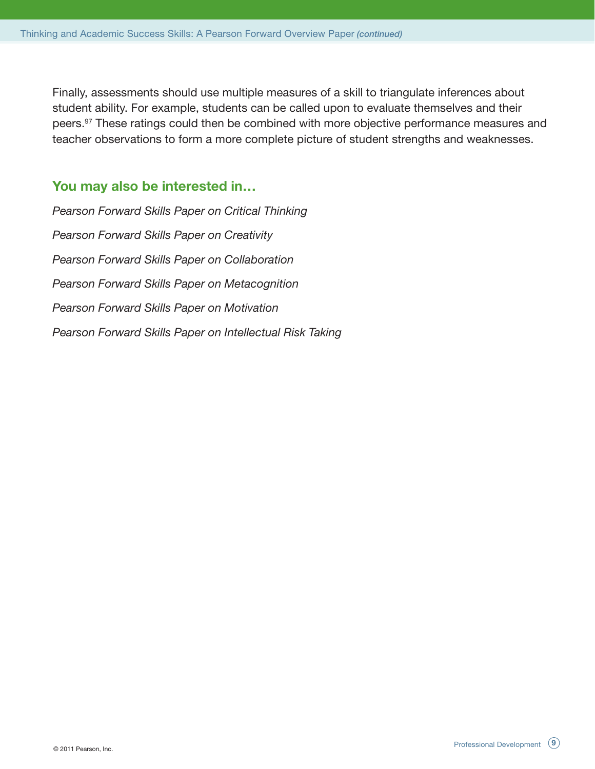Finally, assessments should use multiple measures of a skill to triangulate inferences about student ability. For example, students can be called upon to evaluate themselves and their peers.[97] These ratings could then be combined with more objective performance measures and teacher observations to form a more complete picture of student strengths and weaknesses.

## You may also be interested in…

*Pearson Forward Skills Paper on Critical Thinking*

*Pearson Forward Skills Paper on Creativity*

*Pearson Forward Skills Paper on Collaboration*

*Pearson Forward Skills Paper on Metacognition*

*Pearson Forward Skills Paper on Motivation*

*Pearson Forward Skills Paper on Intellectual Risk Taking*

© 2011 Pearson, Inc.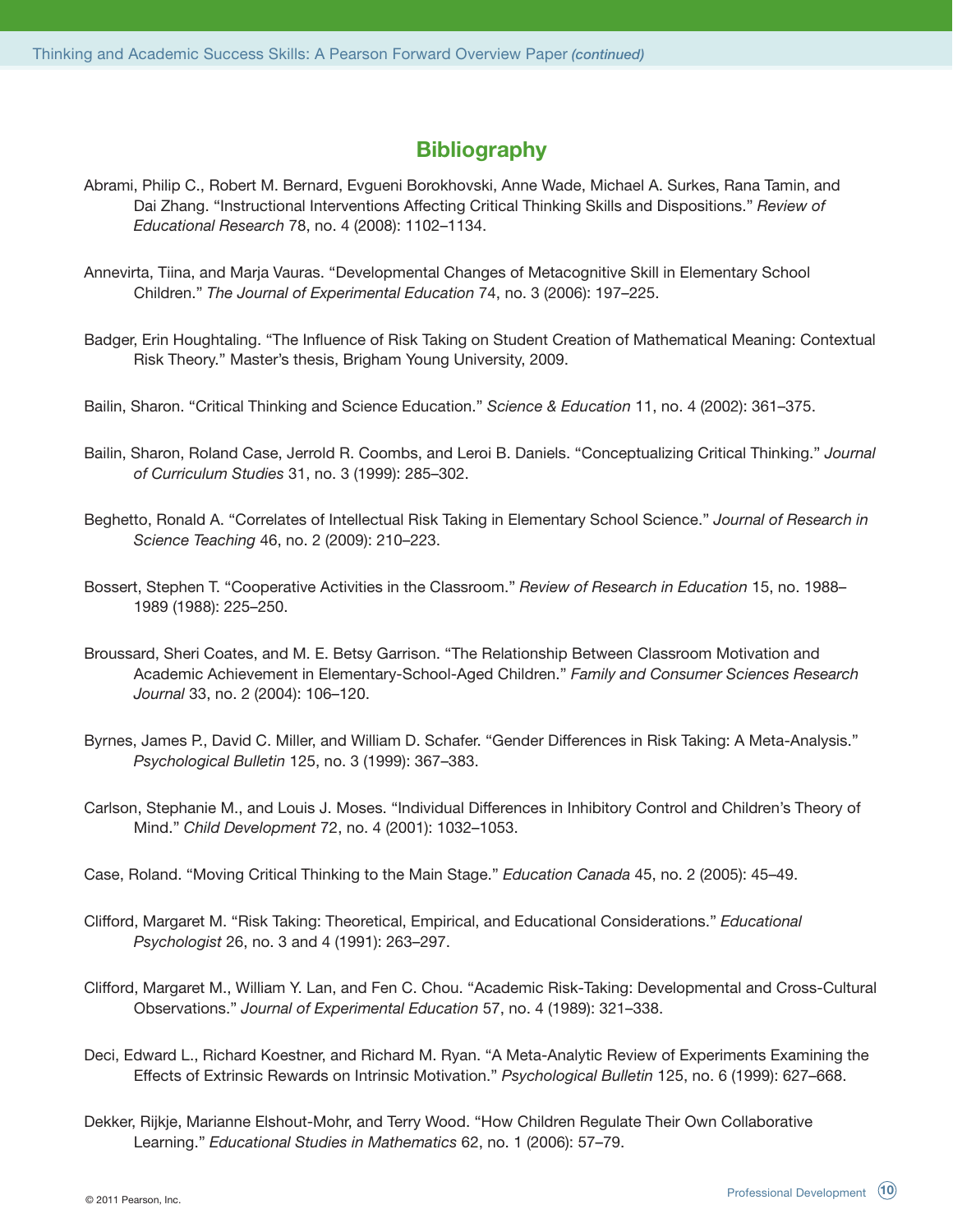## Bibliography

Abrami, Philip C., Robert M. Bernard, Evgueni Borokhovski, Anne Wade, Michael A. Surkes, Rana Tamin, and Dai Zhang. "Instructional Interventions Affecting Critical Thinking Skills and Dispositions." *Review of Educational Research* 78, no. 4 (2008): 1102–1134.

Annevirta, Tiina, and Marja Vauras. "Developmental Changes of Metacognitive Skill in Elementary School Children." *The Journal of Experimental Education* 74, no. 3 (2006): 197–225.

Badger, Erin Houghtaling. "The Influence of Risk Taking on Student Creation of Mathematical Meaning: Contextual Risk Theory." Master's thesis, Brigham Young University, 2009.

Bailin, Sharon. "Critical Thinking and Science Education." *Science & Education* 11, no. 4 (2002): 361–375.

Bailin, Sharon, Roland Case, Jerrold R. Coombs, and Leroi B. Daniels. "Conceptualizing Critical Thinking." *Journal of Curriculum Studies* 31, no. 3 (1999): 285–302.

Beghetto, Ronald A. "Correlates of Intellectual Risk Taking in Elementary School Science." *Journal of Research in Science Teaching* 46, no. 2 (2009): 210–223.

Bossert, Stephen T. "Cooperative Activities in the Classroom." *Review of Research in Education* 15, no. 1988–1989 (1988): 225–250.

Broussard, Sheri Coates, and M. E. Betsy Garrison. "The Relationship Between Classroom Motivation and Academic Achievement in Elementary-School-Aged Children." *Family and Consumer Sciences Research Journal* 33, no. 2 (2004): 106–120.

Byrnes, James P., David C. Miller, and William D. Schafer. "Gender Differences in Risk Taking: A Meta-Analysis." *Psychological Bulletin* 125, no. 3 (1999): 367–383.

Carlson, Stephanie M., and Louis J. Moses. "Individual Differences in Inhibitory Control and Children's Theory of Mind." *Child Development* 72, no. 4 (2001): 1032–1053.

Case, Roland. "Moving Critical Thinking to the Main Stage." *Education Canada* 45, no. 2 (2005): 45–49.

Clifford, Margaret M. "Risk Taking: Theoretical, Empirical, and Educational Considerations." *Educational Psychologist* 26, no. 3 and 4 (1991): 263–297.

Clifford, Margaret M., William Y. Lan, and Fen C. Chou. "Academic Risk-Taking: Developmental and Cross-Cultural Observations." *Journal of Experimental Education* 57, no. 4 (1989): 321–338.

Deci, Edward L., Richard Koestner, and Richard M. Ryan. "A Meta-Analytic Review of Experiments Examining the Effects of Extrinsic Rewards on Intrinsic Motivation." *Psychological Bulletin* 125, no. 6 (1999): 627–668.

Dekker, Rijkje, Marianne Elshout-Mohr, and Terry Wood. "How Children Regulate Their Own Collaborative Learning." *Educational Studies in Mathematics* 62, no. 1 (2006): 57–79.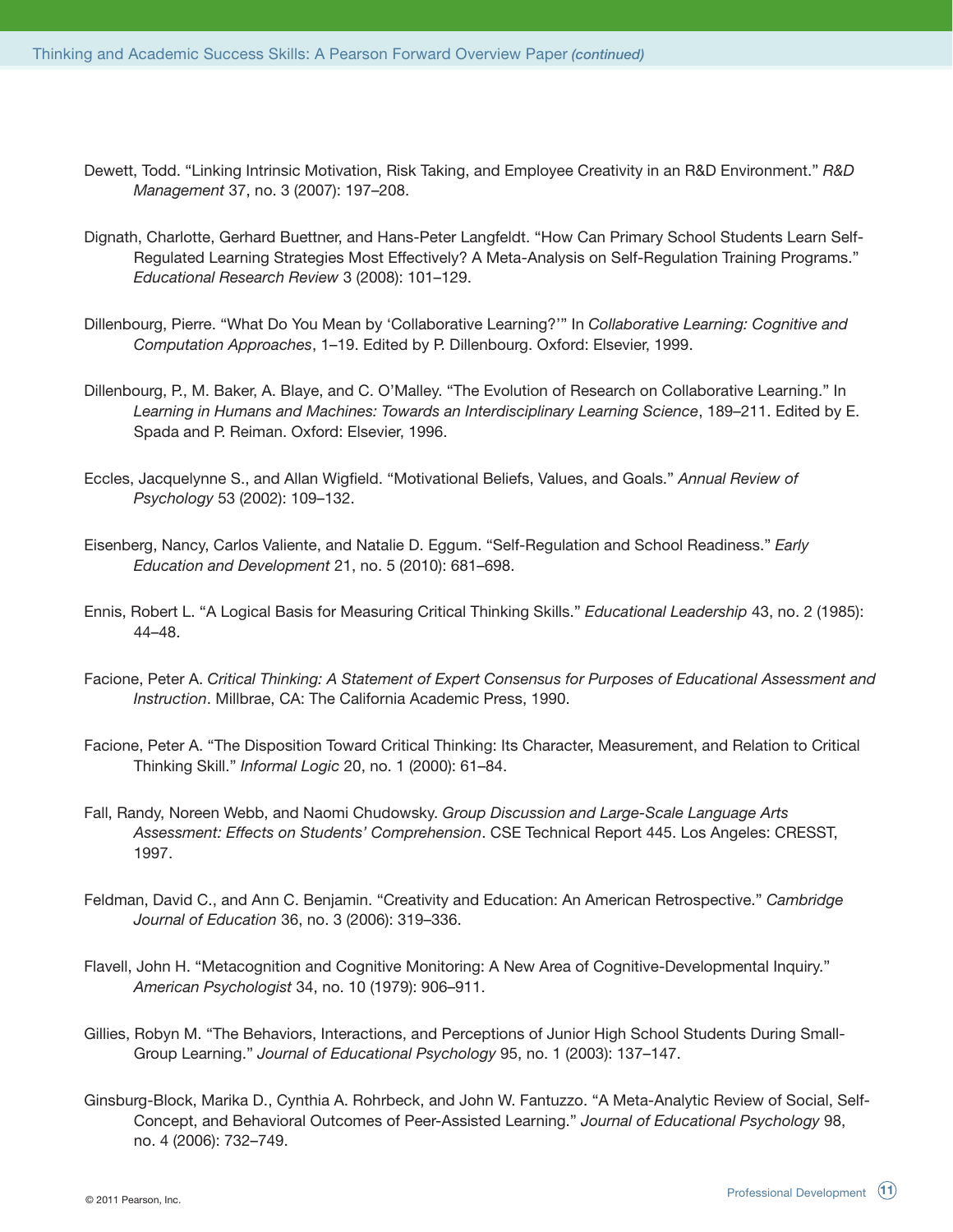Dewett, Todd. “Linking Intrinsic Motivation, Risk Taking, and Employee Creativity in an R&D Environment.” *R&D Management* 37, no. 3 (2007): 197–208.

Dignath, Charlotte, Gerhard Buettner, and Hans-Peter Langfeldt. “How Can Primary School Students Learn Self-Regulated Learning Strategies Most Effectively? A Meta-Analysis on Self-Regulation Training Programs.” *Educational Research Review* 3 (2008): 101–129.

Dillenbourg, Pierre. “What Do You Mean by ‘Collaborative Learning?’” In *Collaborative Learning: Cognitive and Computation Approaches*, 1–19. Edited by P. Dillenbourg. Oxford: Elsevier, 1999.

Dillenbourg, P., M. Baker, A. Blaye, and C. O’Malley. “The Evolution of Research on Collaborative Learning.” In *Learning in Humans and Machines: Towards an Interdisciplinary Learning Science*, 189–211. Edited by E. Spada and P. Reiman. Oxford: Elsevier, 1996.

Eccles, Jacquelynne S., and Allan Wigfield. “Motivational Beliefs, Values, and Goals.” *Annual Review of Psychology* 53 (2002): 109–132.

Eisenberg, Nancy, Carlos Valiente, and Natalie D. Eggum. “Self-Regulation and School Readiness.” *Early Education and Development* 21, no. 5 (2010): 681–698.

Ennis, Robert L. “A Logical Basis for Measuring Critical Thinking Skills.” *Educational Leadership* 43, no. 2 (1985): 44–48.

Facione, Peter A. *Critical Thinking: A Statement of Expert Consensus for Purposes of Educational Assessment and Instruction*. Millbrae, CA: The California Academic Press, 1990.

Facione, Peter A. “The Disposition Toward Critical Thinking: Its Character, Measurement, and Relation to Critical Thinking Skill.” *Informal Logic* 20, no. 1 (2000): 61–84.

Fall, Randy, Noreen Webb, and Naomi Chudowsky. *Group Discussion and Large-Scale Language Arts Assessment: Effects on Students’ Comprehension*. CSE Technical Report 445. Los Angeles: CRESST, 1997.

Feldman, David C., and Ann C. Benjamin. “Creativity and Education: An American Retrospective.” *Cambridge Journal of Education* 36, no. 3 (2006): 319–336.

Flavell, John H. “Metacognition and Cognitive Monitoring: A New Area of Cognitive-Developmental Inquiry.” *American Psychologist* 34, no. 10 (1979): 906–911.

Gillies, Robyn M. “The Behaviors, Interactions, and Perceptions of Junior High School Students During Small-Group Learning.” *Journal of Educational Psychology* 95, no. 1 (2003): 137–147.

Ginsburg-Block, Marika D., Cynthia A. Rohrbeck, and John W. Fantuzzo. “A Meta-Analytic Review of Social, Self-Concept, and Behavioral Outcomes of Peer-Assisted Learning.” *Journal of Educational Psychology* 98, no. 4 (2006): 732–749.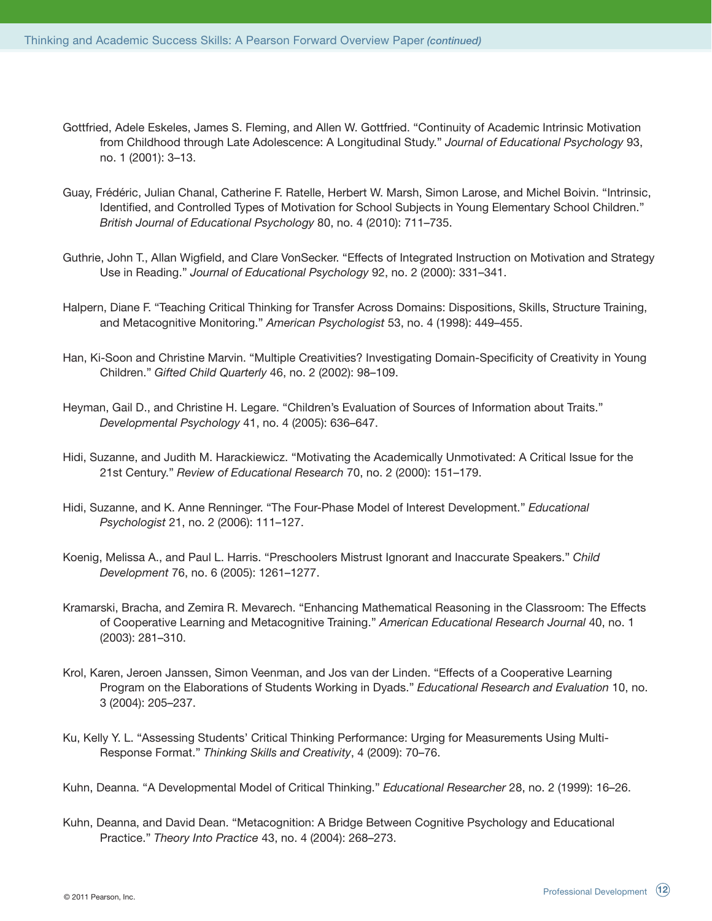Gottfried, Adele Eskeles, James S. Fleming, and Allen W. Gottfried. "Continuity of Academic Intrinsic Motivation from Childhood through Late Adolescence: A Longitudinal Study." *Journal of Educational Psychology* 93, no. 1 (2001): 3–13.

Guay, Frédéric, Julian Chanal, Catherine F. Ratelle, Herbert W. Marsh, Simon Larose, and Michel Boivin. "Intrinsic, Identified, and Controlled Types of Motivation for School Subjects in Young Elementary School Children." *British Journal of Educational Psychology* 80, no. 4 (2010): 711–735.

Guthrie, John T., Allan Wigfield, and Clare VonSecker. "Effects of Integrated Instruction on Motivation and Strategy Use in Reading." *Journal of Educational Psychology* 92, no. 2 (2000): 331–341.

Halpern, Diane F. "Teaching Critical Thinking for Transfer Across Domains: Dispositions, Skills, Structure Training, and Metacognitive Monitoring." *American Psychologist* 53, no. 4 (1998): 449–455.

Han, Ki-Soon and Christine Marvin. "Multiple Creativities? Investigating Domain-Specificity of Creativity in Young Children." *Gifted Child Quarterly* 46, no. 2 (2002): 98–109.

Heyman, Gail D., and Christine H. Legare. "Children's Evaluation of Sources of Information about Traits." *Developmental Psychology* 41, no. 4 (2005): 636–647.

Hidi, Suzanne, and Judith M. Harackiewicz. "Motivating the Academically Unmotivated: A Critical Issue for the 21st Century." *Review of Educational Research* 70, no. 2 (2000): 151–179.

Hidi, Suzanne, and K. Anne Renninger. "The Four-Phase Model of Interest Development." *Educational Psychologist* 21, no. 2 (2006): 111–127.

Koenig, Melissa A., and Paul L. Harris. "Preschoolers Mistrust Ignorant and Inaccurate Speakers." *Child Development* 76, no. 6 (2005): 1261–1277.

Kramarski, Bracha, and Zemira R. Mevarech. "Enhancing Mathematical Reasoning in the Classroom: The Effects of Cooperative Learning and Metacognitive Training." *American Educational Research Journal* 40, no. 1 (2003): 281–310.

Krol, Karen, Jeroen Janssen, Simon Veenman, and Jos van der Linden. "Effects of a Cooperative Learning Program on the Elaborations of Students Working in Dyads." *Educational Research and Evaluation* 10, no. 3 (2004): 205–237.

Ku, Kelly Y. L. "Assessing Students' Critical Thinking Performance: Urging for Measurements Using Multi-Response Format." *Thinking Skills and Creativity*, 4 (2009): 70–76.

Kuhn, Deanna. "A Developmental Model of Critical Thinking." *Educational Researcher* 28, no. 2 (1999): 16–26.

Kuhn, Deanna, and David Dean. "Metacognition: A Bridge Between Cognitive Psychology and Educational Practice." *Theory Into Practice* 43, no. 4 (2004): 268–273.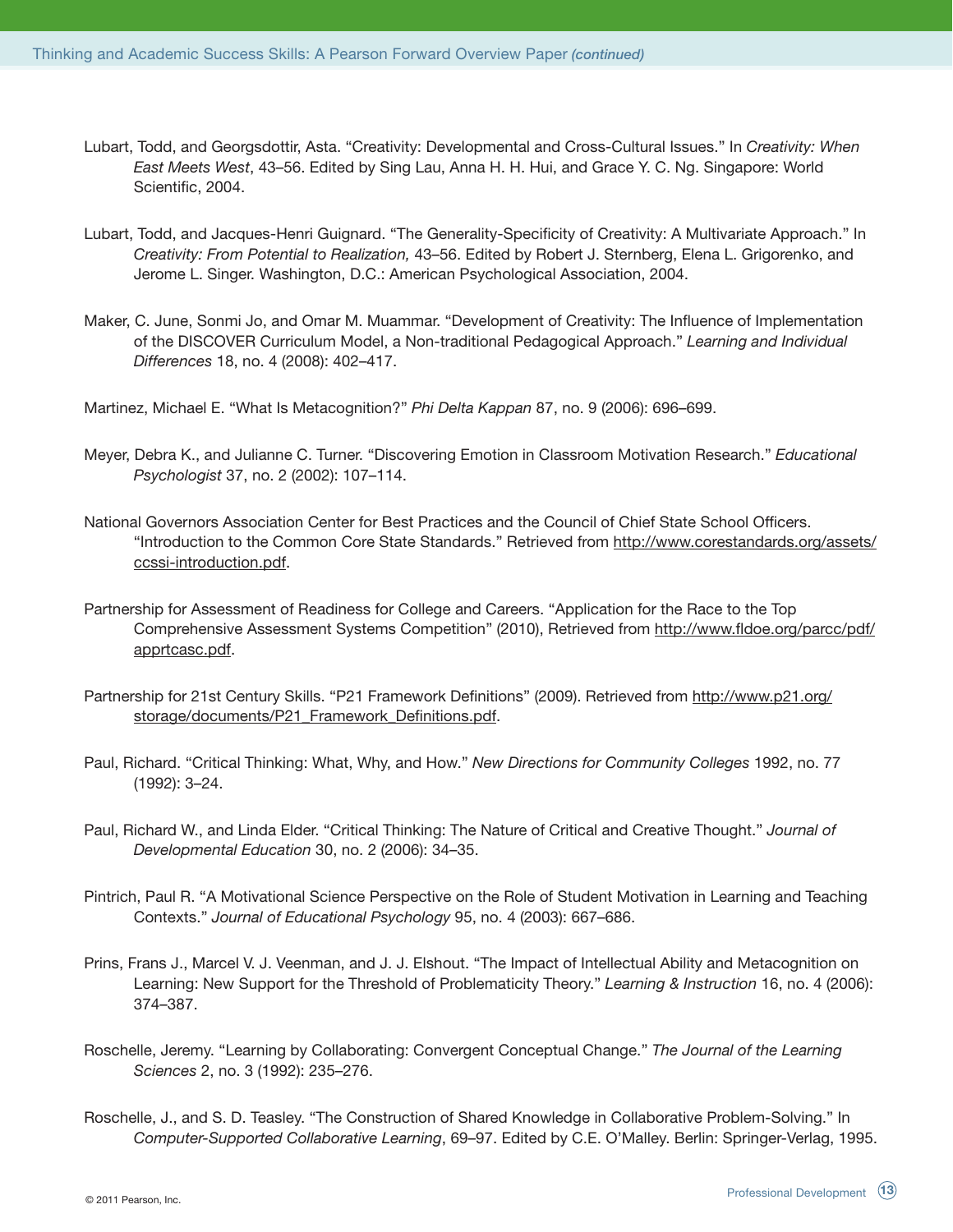Lubart, Todd, and Georgsdottir, Asta. "Creativity: Developmental and Cross-Cultural Issues." In *Creativity: When East Meets West*, 43–56. Edited by Sing Lau, Anna H. H. Hui, and Grace Y. C. Ng. Singapore: World Scientific, 2004.

Lubart, Todd, and Jacques-Henri Guignard. "The Generality-Specificity of Creativity: A Multivariate Approach." In *Creativity: From Potential to Realization,* 43–56. Edited by Robert J. Sternberg, Elena L. Grigorenko, and Jerome L. Singer. Washington, D.C.: American Psychological Association, 2004.

Maker, C. June, Sonmi Jo, and Omar M. Muammar. "Development of Creativity: The Influence of Implementation of the DISCOVER Curriculum Model, a Non-traditional Pedagogical Approach." *Learning and Individual Differences* 18, no. 4 (2008): 402–417.

Martinez, Michael E. "What Is Metacognition?" *Phi Delta Kappan* 87, no. 9 (2006): 696–699.

Meyer, Debra K., and Julianne C. Turner. "Discovering Emotion in Classroom Motivation Research." *Educational Psychologist* 37, no. 2 (2002): 107–114.

National Governors Association Center for Best Practices and the Council of Chief State School Officers. "Introduction to the Common Core State Standards." Retrieved from http://www.corestandards.org/assets/ccssi-introduction.pdf.

Partnership for Assessment of Readiness for College and Careers. "Application for the Race to the Top Comprehensive Assessment Systems Competition" (2010), Retrieved from http://www.fldoe.org/parcc/pdf/apprtcasc.pdf.

Partnership for 21st Century Skills. "P21 Framework Definitions" (2009). Retrieved from http://www.p21.org/storage/documents/P21_Framework_Definitions.pdf.

Paul, Richard. "Critical Thinking: What, Why, and How." *New Directions for Community Colleges* 1992, no. 77 (1992): 3–24.

Paul, Richard W., and Linda Elder. "Critical Thinking: The Nature of Critical and Creative Thought." *Journal of Developmental Education* 30, no. 2 (2006): 34–35.

Pintrich, Paul R. "A Motivational Science Perspective on the Role of Student Motivation in Learning and Teaching Contexts." *Journal of Educational Psychology* 95, no. 4 (2003): 667–686.

Prins, Frans J., Marcel V. J. Veenman, and J. J. Elshout. "The Impact of Intellectual Ability and Metacognition on Learning: New Support for the Threshold of Problematicity Theory." *Learning & Instruction* 16, no. 4 (2006): 374–387.

Roschelle, Jeremy. "Learning by Collaborating: Convergent Conceptual Change." *The Journal of the Learning Sciences* 2, no. 3 (1992): 235–276.

Roschelle, J., and S. D. Teasley. "The Construction of Shared Knowledge in Collaborative Problem-Solving." In *Computer-Supported Collaborative Learning*, 69–97. Edited by C.E. O'Malley. Berlin: Springer-Verlag, 1995.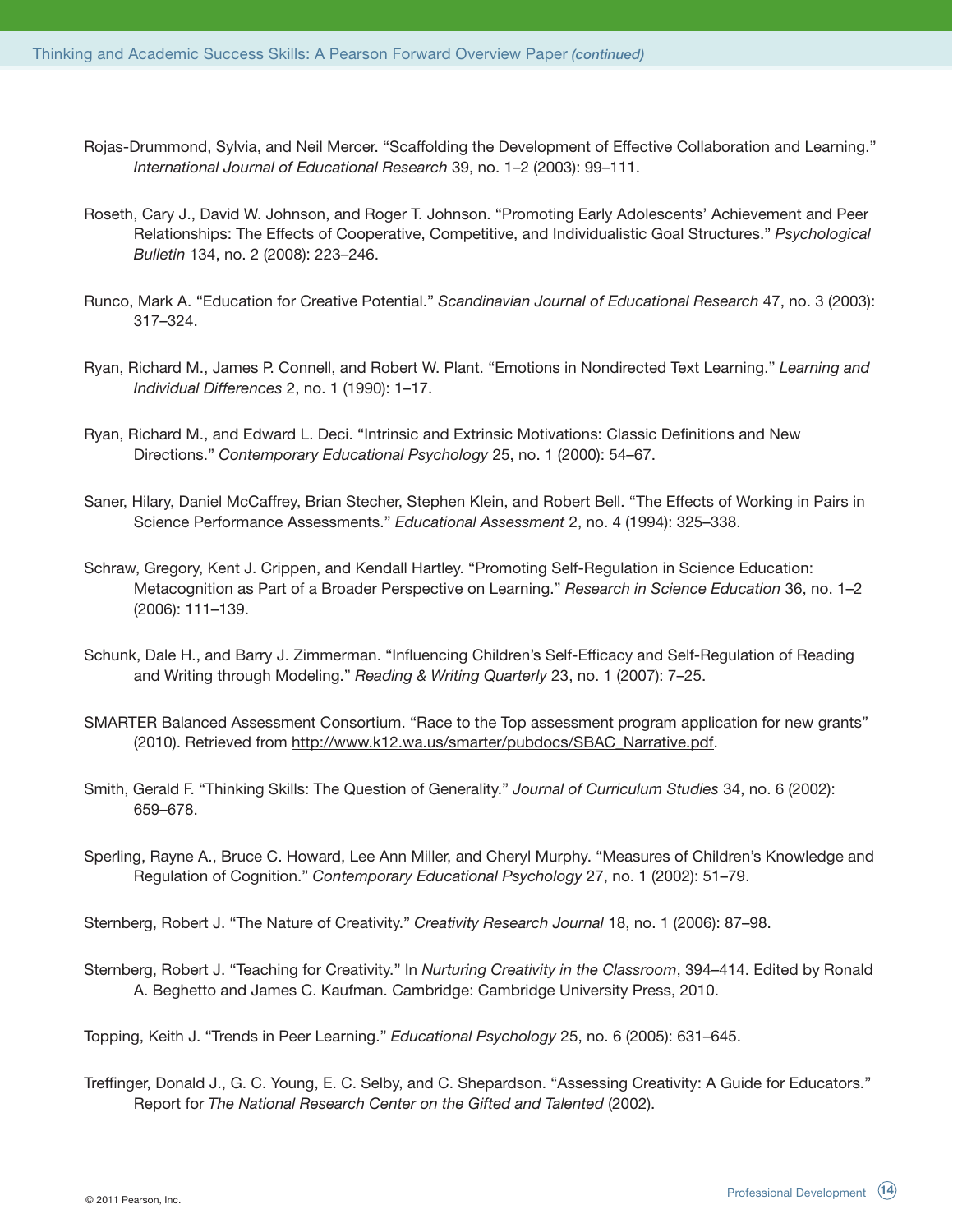Rojas-Drummond, Sylvia, and Neil Mercer. "Scaffolding the Development of Effective Collaboration and Learning." *International Journal of Educational Research* 39, no. 1–2 (2003): 99–111.

Roseth, Cary J., David W. Johnson, and Roger T. Johnson. "Promoting Early Adolescents' Achievement and Peer Relationships: The Effects of Cooperative, Competitive, and Individualistic Goal Structures." *Psychological Bulletin* 134, no. 2 (2008): 223–246.

Runco, Mark A. "Education for Creative Potential." *Scandinavian Journal of Educational Research* 47, no. 3 (2003): 317–324.

Ryan, Richard M., James P. Connell, and Robert W. Plant. "Emotions in Nondirected Text Learning." *Learning and Individual Differences* 2, no. 1 (1990): 1–17.

Ryan, Richard M., and Edward L. Deci. "Intrinsic and Extrinsic Motivations: Classic Definitions and New Directions." *Contemporary Educational Psychology* 25, no. 1 (2000): 54–67.

Saner, Hilary, Daniel McCaffrey, Brian Stecher, Stephen Klein, and Robert Bell. "The Effects of Working in Pairs in Science Performance Assessments." *Educational Assessment* 2, no. 4 (1994): 325–338.

Schraw, Gregory, Kent J. Crippen, and Kendall Hartley. "Promoting Self-Regulation in Science Education: Metacognition as Part of a Broader Perspective on Learning." *Research in Science Education* 36, no. 1–2 (2006): 111–139.

Schunk, Dale H., and Barry J. Zimmerman. "Influencing Children's Self-Efficacy and Self-Regulation of Reading and Writing through Modeling." *Reading & Writing Quarterly* 23, no. 1 (2007): 7–25.

SMARTER Balanced Assessment Consortium. "Race to the Top assessment program application for new grants" (2010). Retrieved from http://www.k12.wa.us/smarter/pubdocs/SBAC_Narrative.pdf.

Smith, Gerald F. "Thinking Skills: The Question of Generality." *Journal of Curriculum Studies* 34, no. 6 (2002): 659–678.

Sperling, Rayne A., Bruce C. Howard, Lee Ann Miller, and Cheryl Murphy. "Measures of Children's Knowledge and Regulation of Cognition." *Contemporary Educational Psychology* 27, no. 1 (2002): 51–79.

Sternberg, Robert J. "The Nature of Creativity." *Creativity Research Journal* 18, no. 1 (2006): 87–98.

Sternberg, Robert J. "Teaching for Creativity." In *Nurturing Creativity in the Classroom*, 394–414. Edited by Ronald A. Beghetto and James C. Kaufman. Cambridge: Cambridge University Press, 2010.

Topping, Keith J. "Trends in Peer Learning." *Educational Psychology* 25, no. 6 (2005): 631–645.

Treffinger, Donald J., G. C. Young, E. C. Selby, and C. Shepardson. "Assessing Creativity: A Guide for Educators." Report for *The National Research Center on the Gifted and Talented* (2002).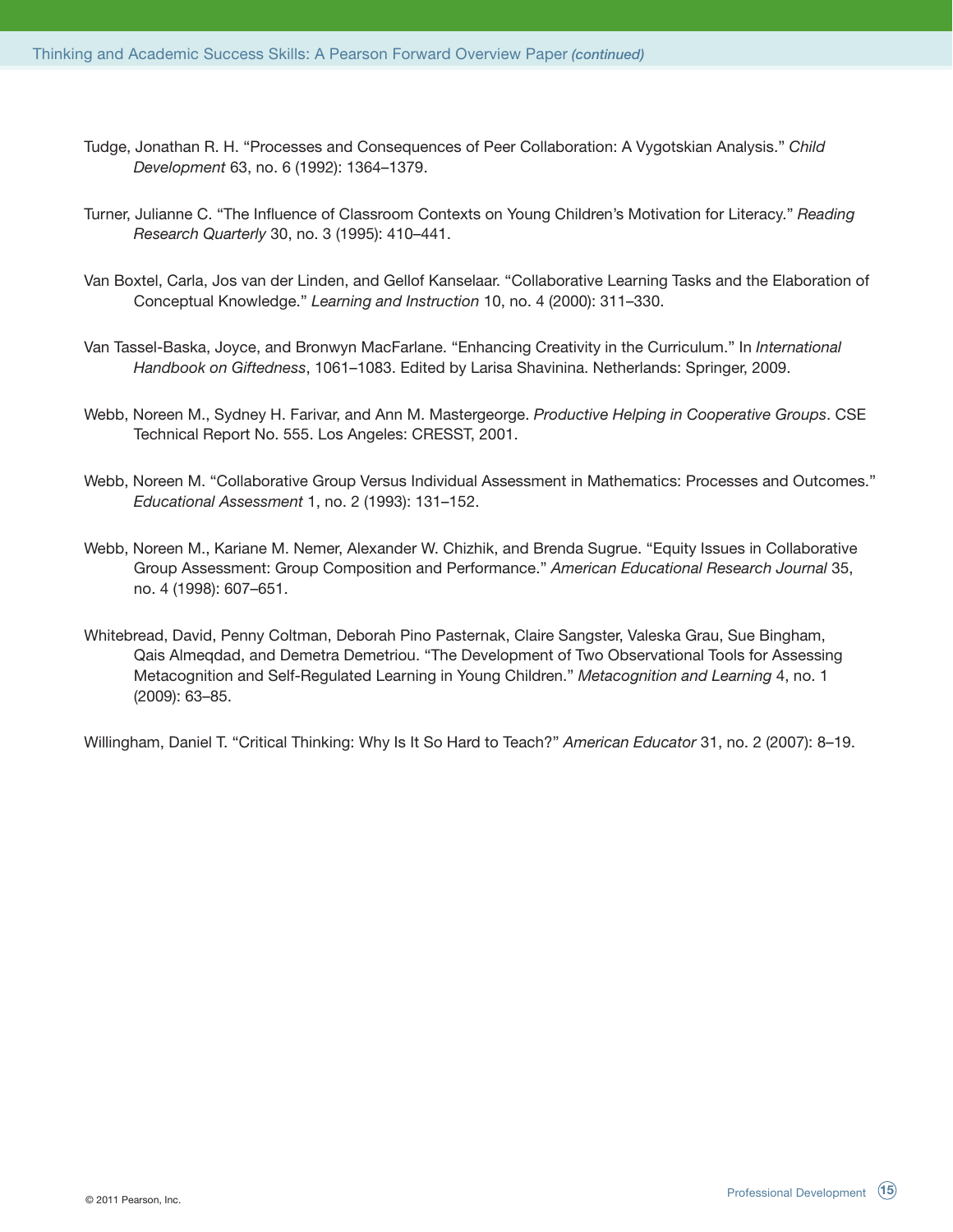Tudge, Jonathan R. H. “Processes and Consequences of Peer Collaboration: A Vygotskian Analysis.” *Child Development* 63, no. 6 (1992): 1364–1379.

Turner, Julianne C. “The Influence of Classroom Contexts on Young Children’s Motivation for Literacy.” *Reading Research Quarterly* 30, no. 3 (1995): 410–441.

Van Boxtel, Carla, Jos van der Linden, and Gellof Kanselaar. “Collaborative Learning Tasks and the Elaboration of Conceptual Knowledge.” *Learning and Instruction* 10, no. 4 (2000): 311–330.

Van Tassel-Baska, Joyce, and Bronwyn MacFarlane. “Enhancing Creativity in the Curriculum.” In *International Handbook on Giftedness*, 1061–1083. Edited by Larisa Shavinina. Netherlands: Springer, 2009.

Webb, Noreen M., Sydney H. Farivar, and Ann M. Mastergeorge. *Productive Helping in Cooperative Groups*. CSE Technical Report No. 555. Los Angeles: CRESST, 2001.

Webb, Noreen M. “Collaborative Group Versus Individual Assessment in Mathematics: Processes and Outcomes.” *Educational Assessment* 1, no. 2 (1993): 131–152.

Webb, Noreen M., Kariane M. Nemer, Alexander W. Chizhik, and Brenda Sugrue. “Equity Issues in Collaborative Group Assessment: Group Composition and Performance.” *American Educational Research Journal* 35, no. 4 (1998): 607–651.

Whitebread, David, Penny Coltman, Deborah Pino Pasternak, Claire Sangster, Valeska Grau, Sue Bingham, Qais Almeqdad, and Demetra Demetriou. “The Development of Two Observational Tools for Assessing Metacognition and Self-Regulated Learning in Young Children.” *Metacognition and Learning* 4, no. 1 (2009): 63–85.

Willingham, Daniel T. “Critical Thinking: Why Is It So Hard to Teach?” *American Educator* 31, no. 2 (2007): 8–19.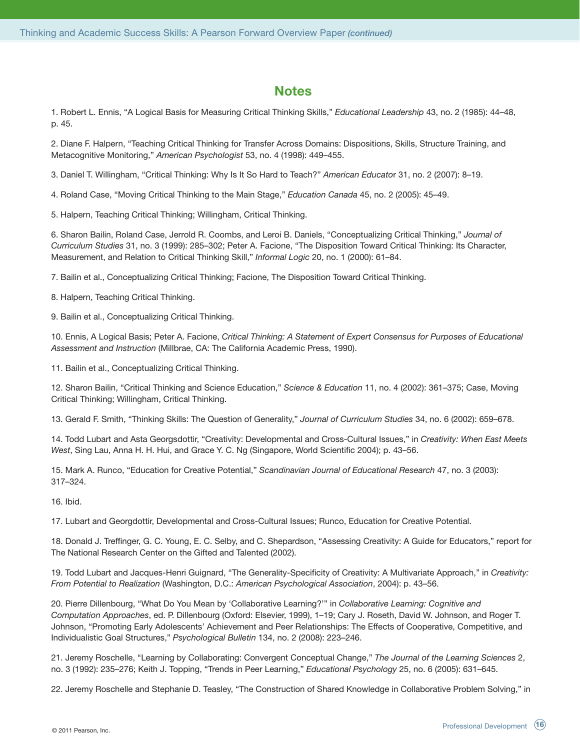## Notes

1. Robert L. Ennis, "A Logical Basis for Measuring Critical Thinking Skills," *Educational Leadership* 43, no. 2 (1985): 44–48, p. 45.

2. Diane F. Halpern, "Teaching Critical Thinking for Transfer Across Domains: Dispositions, Skills, Structure Training, and Metacognitive Monitoring," *American Psychologist* 53, no. 4 (1998): 449–455.

3. Daniel T. Willingham, "Critical Thinking: Why Is It So Hard to Teach?" *American Educator* 31, no. 2 (2007): 8–19.

4. Roland Case, "Moving Critical Thinking to the Main Stage," *Education Canada* 45, no. 2 (2005): 45–49.

5. Halpern, Teaching Critical Thinking; Willingham, Critical Thinking.

6. Sharon Bailin, Roland Case, Jerrold R. Coombs, and Leroi B. Daniels, "Conceptualizing Critical Thinking," *Journal of Curriculum Studies* 31, no. 3 (1999): 285–302; Peter A. Facione, "The Disposition Toward Critical Thinking: Its Character, Measurement, and Relation to Critical Thinking Skill," *Informal Logic* 20, no. 1 (2000): 61–84.

7. Bailin et al., Conceptualizing Critical Thinking; Facione, The Disposition Toward Critical Thinking.

8. Halpern, Teaching Critical Thinking.

9. Bailin et al., Conceptualizing Critical Thinking.

10. Ennis, A Logical Basis; Peter A. Facione, *Critical Thinking: A Statement of Expert Consensus for Purposes of Educational Assessment and Instruction* (Millbrae, CA: The California Academic Press, 1990).

11. Bailin et al., Conceptualizing Critical Thinking.

12. Sharon Bailin, "Critical Thinking and Science Education," *Science & Education* 11, no. 4 (2002): 361–375; Case, Moving Critical Thinking; Willingham, Critical Thinking.

13. Gerald F. Smith, "Thinking Skills: The Question of Generality," *Journal of Curriculum Studies* 34, no. 6 (2002): 659–678.

14. Todd Lubart and Asta Georgsdottir, "Creativity: Developmental and Cross-Cultural Issues," in *Creativity: When East Meets West*, Sing Lau, Anna H. H. Hui, and Grace Y. C. Ng (Singapore, World Scientific 2004); p. 43–56.

15. Mark A. Runco, "Education for Creative Potential," *Scandinavian Journal of Educational Research* 47, no. 3 (2003): 317–324.

16. Ibid.

17. Lubart and Georgdottir, Developmental and Cross-Cultural Issues; Runco, Education for Creative Potential.

18. Donald J. Treffinger, G. C. Young, E. C. Selby, and C. Shepardson, "Assessing Creativity: A Guide for Educators," report for The National Research Center on the Gifted and Talented (2002).

19. Todd Lubart and Jacques-Henri Guignard, "The Generality-Specificity of Creativity: A Multivariate Approach," in *Creativity: From Potential to Realization* (Washington, D.C.: *American Psychological Association*, 2004): p. 43–56.

20. Pierre Dillenbourg, "What Do You Mean by 'Collaborative Learning?'" in *Collaborative Learning: Cognitive and Computation Approaches*, ed. P. Dillenbourg (Oxford: Elsevier, 1999), 1–19; Cary J. Roseth, David W. Johnson, and Roger T. Johnson, "Promoting Early Adolescents' Achievement and Peer Relationships: The Effects of Cooperative, Competitive, and Individualistic Goal Structures," *Psychological Bulletin* 134, no. 2 (2008): 223–246.

21. Jeremy Roschelle, "Learning by Collaborating: Convergent Conceptual Change," *The Journal of the Learning Sciences* 2, no. 3 (1992): 235–276; Keith J. Topping, "Trends in Peer Learning," *Educational Psychology* 25, no. 6 (2005): 631–645.

22. Jeremy Roschelle and Stephanie D. Teasley, "The Construction of Shared Knowledge in Collaborative Problem Solving," in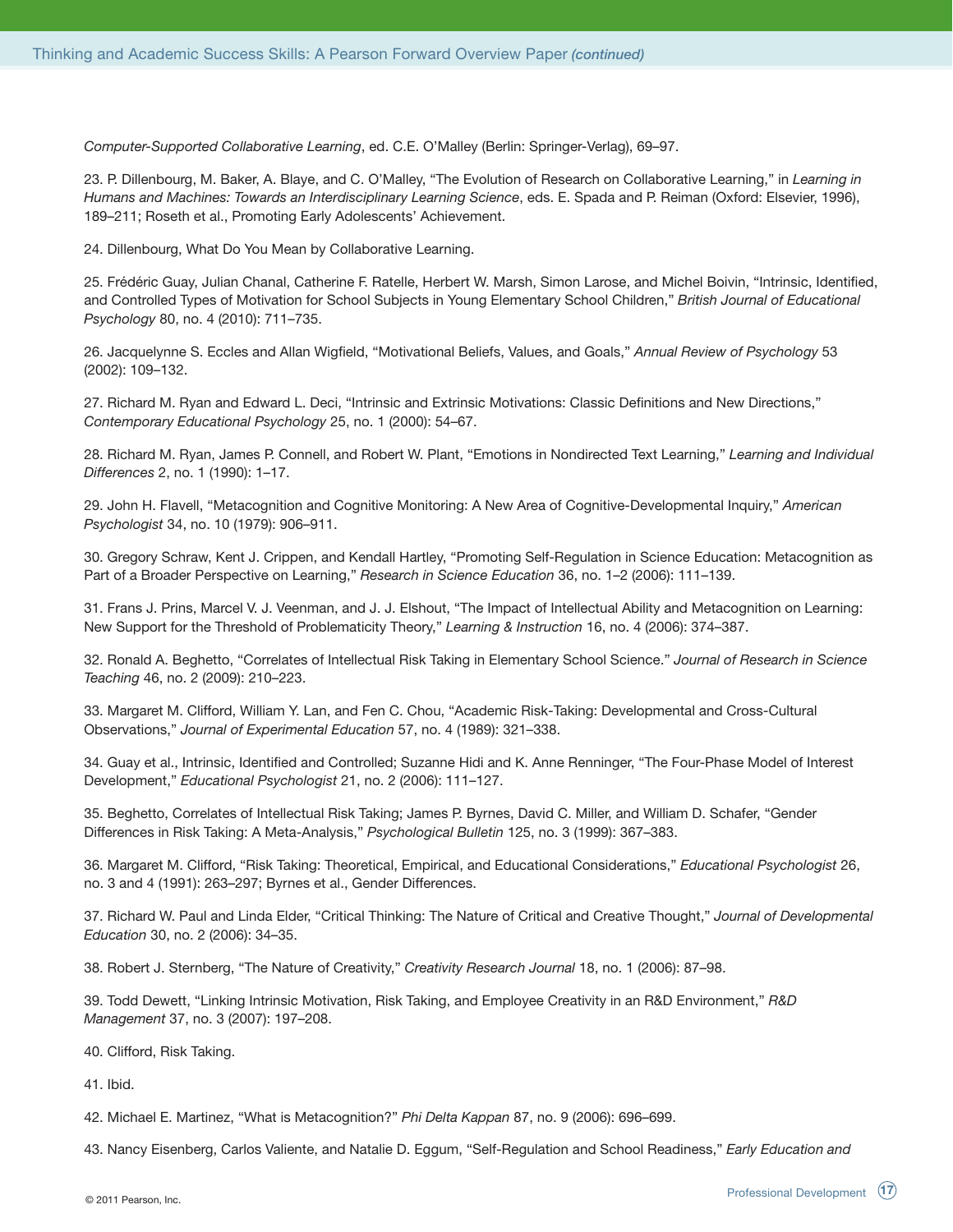*Computer-Supported Collaborative Learning*, ed. C.E. O'Malley (Berlin: Springer-Verlag), 69–97.

23. P. Dillenbourg, M. Baker, A. Blaye, and C. O'Malley, "The Evolution of Research on Collaborative Learning," in *Learning in Humans and Machines: Towards an Interdisciplinary Learning Science*, eds. E. Spada and P. Reiman (Oxford: Elsevier, 1996), 189–211; Roseth et al., Promoting Early Adolescents' Achievement.

24. Dillenbourg, What Do You Mean by Collaborative Learning.

25. Frédéric Guay, Julian Chanal, Catherine F. Ratelle, Herbert W. Marsh, Simon Larose, and Michel Boivin, "Intrinsic, Identified, and Controlled Types of Motivation for School Subjects in Young Elementary School Children," *British Journal of Educational Psychology* 80, no. 4 (2010): 711–735.

26. Jacquelynne S. Eccles and Allan Wigfield, "Motivational Beliefs, Values, and Goals," *Annual Review of Psychology* 53 (2002): 109–132.

27. Richard M. Ryan and Edward L. Deci, "Intrinsic and Extrinsic Motivations: Classic Definitions and New Directions," *Contemporary Educational Psychology* 25, no. 1 (2000): 54–67.

28. Richard M. Ryan, James P. Connell, and Robert W. Plant, "Emotions in Nondirected Text Learning," *Learning and Individual Differences* 2, no. 1 (1990): 1–17.

29. John H. Flavell, "Metacognition and Cognitive Monitoring: A New Area of Cognitive-Developmental Inquiry," *American Psychologist* 34, no. 10 (1979): 906–911.

30. Gregory Schraw, Kent J. Crippen, and Kendall Hartley, "Promoting Self-Regulation in Science Education: Metacognition as Part of a Broader Perspective on Learning," *Research in Science Education* 36, no. 1–2 (2006): 111–139.

31. Frans J. Prins, Marcel V. J. Veenman, and J. J. Elshout, "The Impact of Intellectual Ability and Metacognition on Learning: New Support for the Threshold of Problematicity Theory," *Learning & Instruction* 16, no. 4 (2006): 374–387.

32. Ronald A. Beghetto, "Correlates of Intellectual Risk Taking in Elementary School Science." *Journal of Research in Science Teaching* 46, no. 2 (2009): 210–223.

33. Margaret M. Clifford, William Y. Lan, and Fen C. Chou, "Academic Risk-Taking: Developmental and Cross-Cultural Observations," *Journal of Experimental Education* 57, no. 4 (1989): 321–338.

34. Guay et al., Intrinsic, Identified and Controlled; Suzanne Hidi and K. Anne Renninger, "The Four-Phase Model of Interest Development," *Educational Psychologist* 21, no. 2 (2006): 111–127.

35. Beghetto, Correlates of Intellectual Risk Taking; James P. Byrnes, David C. Miller, and William D. Schafer, "Gender Differences in Risk Taking: A Meta-Analysis," *Psychological Bulletin* 125, no. 3 (1999): 367–383.

36. Margaret M. Clifford, "Risk Taking: Theoretical, Empirical, and Educational Considerations," *Educational Psychologist* 26, no. 3 and 4 (1991): 263–297; Byrnes et al., Gender Differences.

37. Richard W. Paul and Linda Elder, "Critical Thinking: The Nature of Critical and Creative Thought," *Journal of Developmental Education* 30, no. 2 (2006): 34–35.

38. Robert J. Sternberg, "The Nature of Creativity," *Creativity Research Journal* 18, no. 1 (2006): 87–98.

39. Todd Dewett, "Linking Intrinsic Motivation, Risk Taking, and Employee Creativity in an R&D Environment," *R&D Management* 37, no. 3 (2007): 197–208.

40. Clifford, Risk Taking.

41. Ibid.

42. Michael E. Martinez, "What is Metacognition?" *Phi Delta Kappan* 87, no. 9 (2006): 696–699.

43. Nancy Eisenberg, Carlos Valiente, and Natalie D. Eggum, "Self-Regulation and School Readiness," *Early Education and*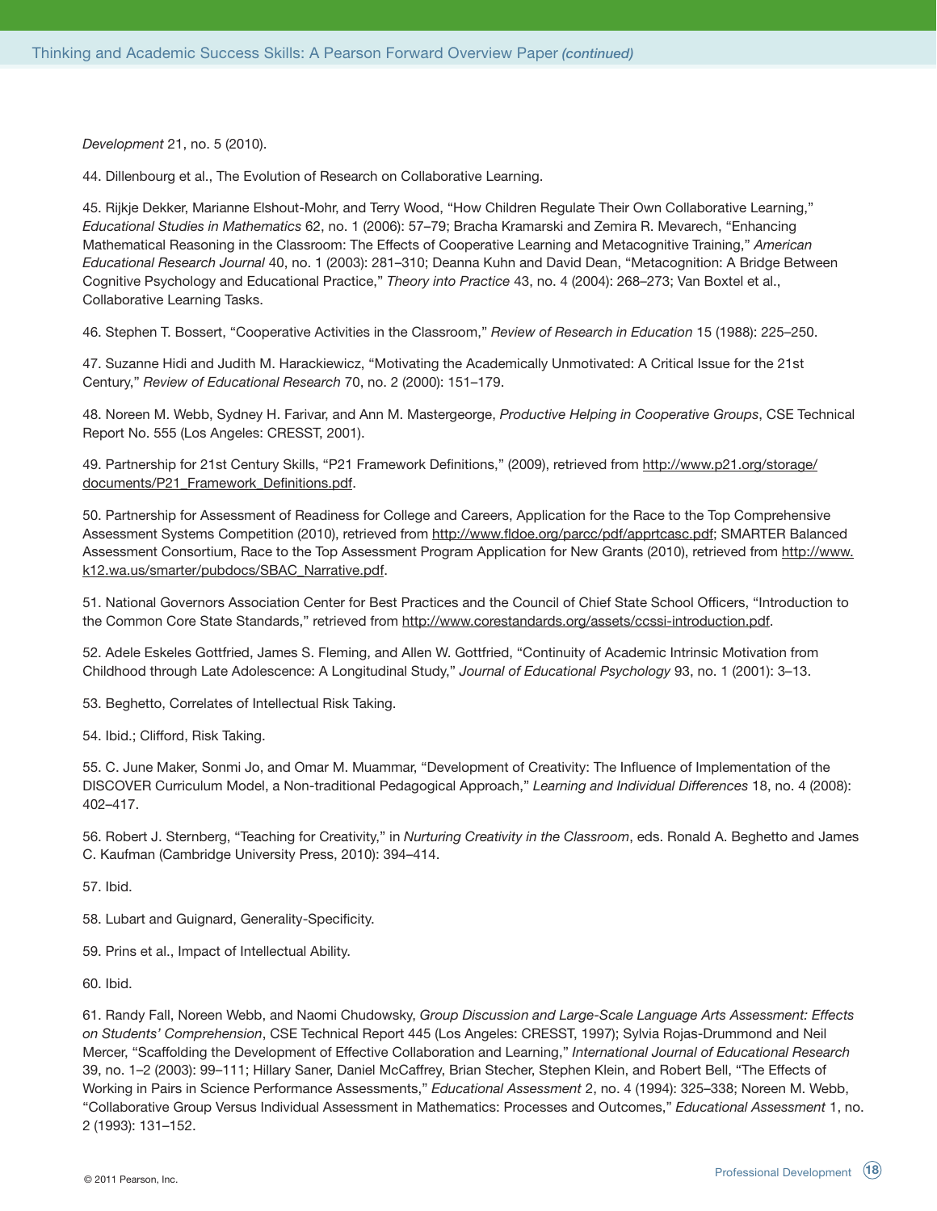*Development* 21, no. 5 (2010).

44. Dillenbourg et al., The Evolution of Research on Collaborative Learning.

45. Rijkje Dekker, Marianne Elshout-Mohr, and Terry Wood, “How Children Regulate Their Own Collaborative Learning,” *Educational Studies in Mathematics* 62, no. 1 (2006): 57–79; Bracha Kramarski and Zemira R. Mevarech, “Enhancing Mathematical Reasoning in the Classroom: The Effects of Cooperative Learning and Metacognitive Training,” *American Educational Research Journal* 40, no. 1 (2003): 281–310; Deanna Kuhn and David Dean, “Metacognition: A Bridge Between Cognitive Psychology and Educational Practice,” *Theory into Practice* 43, no. 4 (2004): 268–273; Van Boxtel et al., Collaborative Learning Tasks.

46. Stephen T. Bossert, “Cooperative Activities in the Classroom,” *Review of Research in Education* 15 (1988): 225–250.

47. Suzanne Hidi and Judith M. Harackiewicz, “Motivating the Academically Unmotivated: A Critical Issue for the 21st Century,” *Review of Educational Research* 70, no. 2 (2000): 151–179.

48. Noreen M. Webb, Sydney H. Farivar, and Ann M. Mastergeorge, *Productive Helping in Cooperative Groups*, CSE Technical Report No. 555 (Los Angeles: CRESST, 2001).

49. Partnership for 21st Century Skills, “P21 Framework Definitions,” (2009), retrieved from http://www.p21.org/storage/documents/P21_Framework_Definitions.pdf.

50. Partnership for Assessment of Readiness for College and Careers, Application for the Race to the Top Comprehensive Assessment Systems Competition (2010), retrieved from http://www.fldoe.org/parcc/pdf/apprtcasc.pdf; SMARTER Balanced Assessment Consortium, Race to the Top Assessment Program Application for New Grants (2010), retrieved from http://www.k12.wa.us/smarter/pubdocs/SBAC_Narrative.pdf.

51. National Governors Association Center for Best Practices and the Council of Chief State School Officers, “Introduction to the Common Core State Standards,” retrieved from http://www.corestandards.org/assets/ccssi-introduction.pdf.

52. Adele Eskeles Gottfried, James S. Fleming, and Allen W. Gottfried, “Continuity of Academic Intrinsic Motivation from Childhood through Late Adolescence: A Longitudinal Study,” *Journal of Educational Psychology* 93, no. 1 (2001): 3–13.

53. Beghetto, Correlates of Intellectual Risk Taking.

54. Ibid.; Clifford, Risk Taking.

55. C. June Maker, Sonmi Jo, and Omar M. Muammar, “Development of Creativity: The Influence of Implementation of the DISCOVER Curriculum Model, a Non-traditional Pedagogical Approach,” *Learning and Individual Differences* 18, no. 4 (2008): 402–417.

56. Robert J. Sternberg, “Teaching for Creativity,” in *Nurturing Creativity in the Classroom*, eds. Ronald A. Beghetto and James C. Kaufman (Cambridge University Press, 2010): 394–414.

57. Ibid.

58. Lubart and Guignard, Generality-Specificity.

59. Prins et al., Impact of Intellectual Ability.

60. Ibid.

61. Randy Fall, Noreen Webb, and Naomi Chudowsky, *Group Discussion and Large-Scale Language Arts Assessment: Effects on Students’ Comprehension*, CSE Technical Report 445 (Los Angeles: CRESST, 1997); Sylvia Rojas-Drummond and Neil Mercer, “Scaffolding the Development of Effective Collaboration and Learning,” *International Journal of Educational Research* 39, no. 1–2 (2003): 99–111; Hillary Saner, Daniel McCaffrey, Brian Stecher, Stephen Klein, and Robert Bell, “The Effects of Working in Pairs in Science Performance Assessments,” *Educational Assessment* 2, no. 4 (1994): 325–338; Noreen M. Webb, “Collaborative Group Versus Individual Assessment in Mathematics: Processes and Outcomes,” *Educational Assessment* 1, no. 2 (1993): 131–152.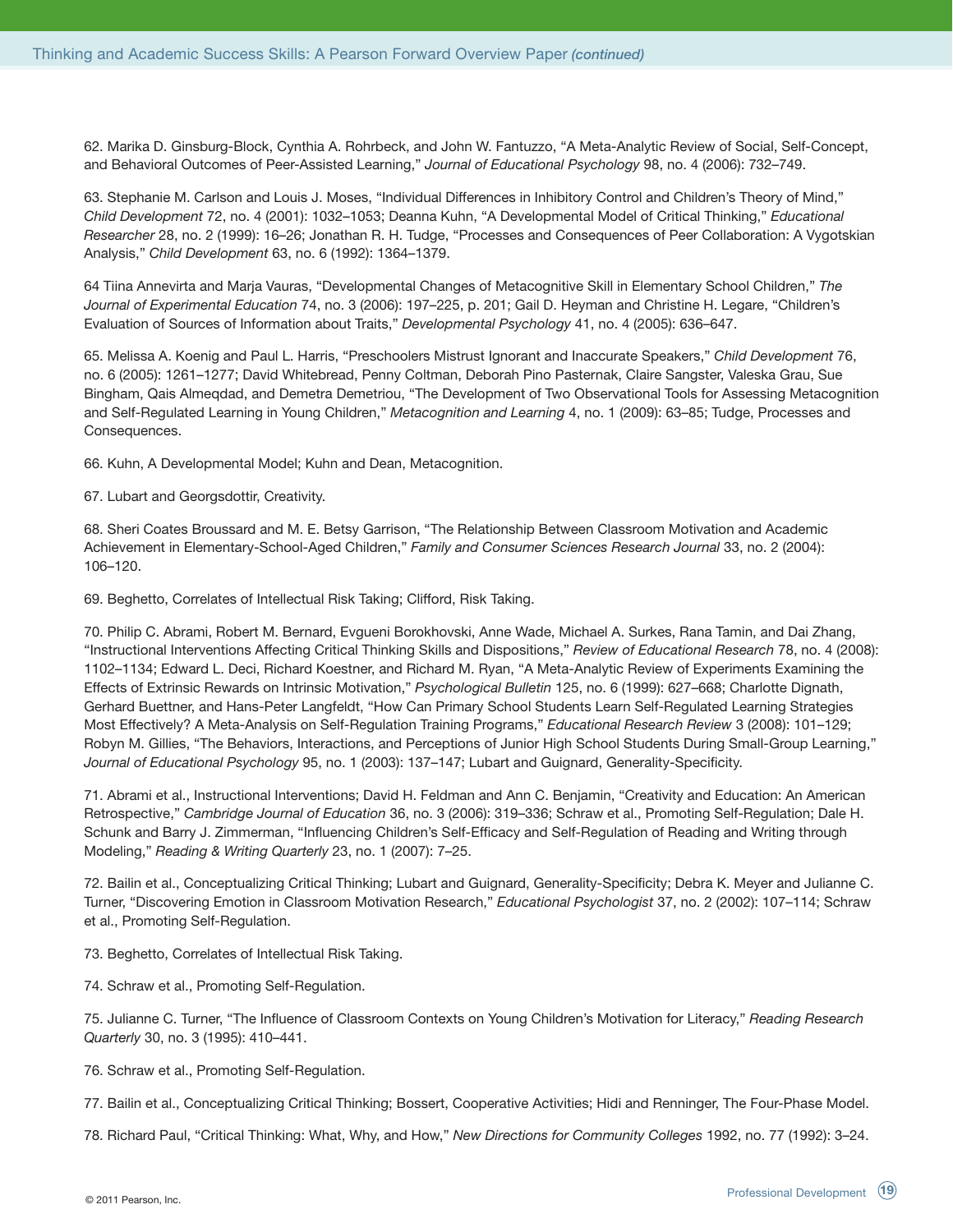62. Marika D. Ginsburg-Block, Cynthia A. Rohrbeck, and John W. Fantuzzo, "A Meta-Analytic Review of Social, Self-Concept, and Behavioral Outcomes of Peer-Assisted Learning," *Journal of Educational Psychology* 98, no. 4 (2006): 732–749.

63. Stephanie M. Carlson and Louis J. Moses, "Individual Differences in Inhibitory Control and Children's Theory of Mind," *Child Development* 72, no. 4 (2001): 1032–1053; Deanna Kuhn, "A Developmental Model of Critical Thinking," *Educational Researcher* 28, no. 2 (1999): 16–26; Jonathan R. H. Tudge, "Processes and Consequences of Peer Collaboration: A Vygotskian Analysis," *Child Development* 63, no. 6 (1992): 1364–1379.

64 Tiina Annevirta and Marja Vauras, "Developmental Changes of Metacognitive Skill in Elementary School Children," *The Journal of Experimental Education* 74, no. 3 (2006): 197–225, p. 201; Gail D. Heyman and Christine H. Legare, "Children's Evaluation of Sources of Information about Traits," *Developmental Psychology* 41, no. 4 (2005): 636–647.

65. Melissa A. Koenig and Paul L. Harris, "Preschoolers Mistrust Ignorant and Inaccurate Speakers," *Child Development* 76, no. 6 (2005): 1261–1277; David Whitebread, Penny Coltman, Deborah Pino Pasternak, Claire Sangster, Valeska Grau, Sue Bingham, Qais Almeqdad, and Demetra Demetriou, "The Development of Two Observational Tools for Assessing Metacognition and Self-Regulated Learning in Young Children," *Metacognition and Learning* 4, no. 1 (2009): 63–85; Tudge, Processes and Consequences.

66. Kuhn, A Developmental Model; Kuhn and Dean, Metacognition.

67. Lubart and Georgsdottir, Creativity.

68. Sheri Coates Broussard and M. E. Betsy Garrison, "The Relationship Between Classroom Motivation and Academic Achievement in Elementary-School-Aged Children," *Family and Consumer Sciences Research Journal* 33, no. 2 (2004): 106–120.

69. Beghetto, Correlates of Intellectual Risk Taking; Clifford, Risk Taking.

70. Philip C. Abrami, Robert M. Bernard, Evgueni Borokhovski, Anne Wade, Michael A. Surkes, Rana Tamin, and Dai Zhang, "Instructional Interventions Affecting Critical Thinking Skills and Dispositions," *Review of Educational Research* 78, no. 4 (2008): 1102–1134; Edward L. Deci, Richard Koestner, and Richard M. Ryan, "A Meta-Analytic Review of Experiments Examining the Effects of Extrinsic Rewards on Intrinsic Motivation," *Psychological Bulletin* 125, no. 6 (1999): 627–668; Charlotte Dignath, Gerhard Buettner, and Hans-Peter Langfeldt, "How Can Primary School Students Learn Self-Regulated Learning Strategies Most Effectively? A Meta-Analysis on Self-Regulation Training Programs," *Educational Research Review* 3 (2008): 101–129; Robyn M. Gillies, "The Behaviors, Interactions, and Perceptions of Junior High School Students During Small-Group Learning," *Journal of Educational Psychology* 95, no. 1 (2003): 137–147; Lubart and Guignard, Generality-Specificity.

71. Abrami et al., Instructional Interventions; David H. Feldman and Ann C. Benjamin, "Creativity and Education: An American Retrospective," *Cambridge Journal of Education* 36, no. 3 (2006): 319–336; Schraw et al., Promoting Self-Regulation; Dale H. Schunk and Barry J. Zimmerman, "Influencing Children's Self-Efficacy and Self-Regulation of Reading and Writing through Modeling," *Reading & Writing Quarterly* 23, no. 1 (2007): 7–25.

72. Bailin et al., Conceptualizing Critical Thinking; Lubart and Guignard, Generality-Specificity; Debra K. Meyer and Julianne C. Turner, "Discovering Emotion in Classroom Motivation Research," *Educational Psychologist* 37, no. 2 (2002): 107–114; Schraw et al., Promoting Self-Regulation.

73. Beghetto, Correlates of Intellectual Risk Taking.

74. Schraw et al., Promoting Self-Regulation.

75. Julianne C. Turner, "The Influence of Classroom Contexts on Young Children's Motivation for Literacy," *Reading Research Quarterly* 30, no. 3 (1995): 410–441.

76. Schraw et al., Promoting Self-Regulation.

77. Bailin et al., Conceptualizing Critical Thinking; Bossert, Cooperative Activities; Hidi and Renninger, The Four-Phase Model.

78. Richard Paul, "Critical Thinking: What, Why, and How," *New Directions for Community Colleges* 1992, no. 77 (1992): 3–24.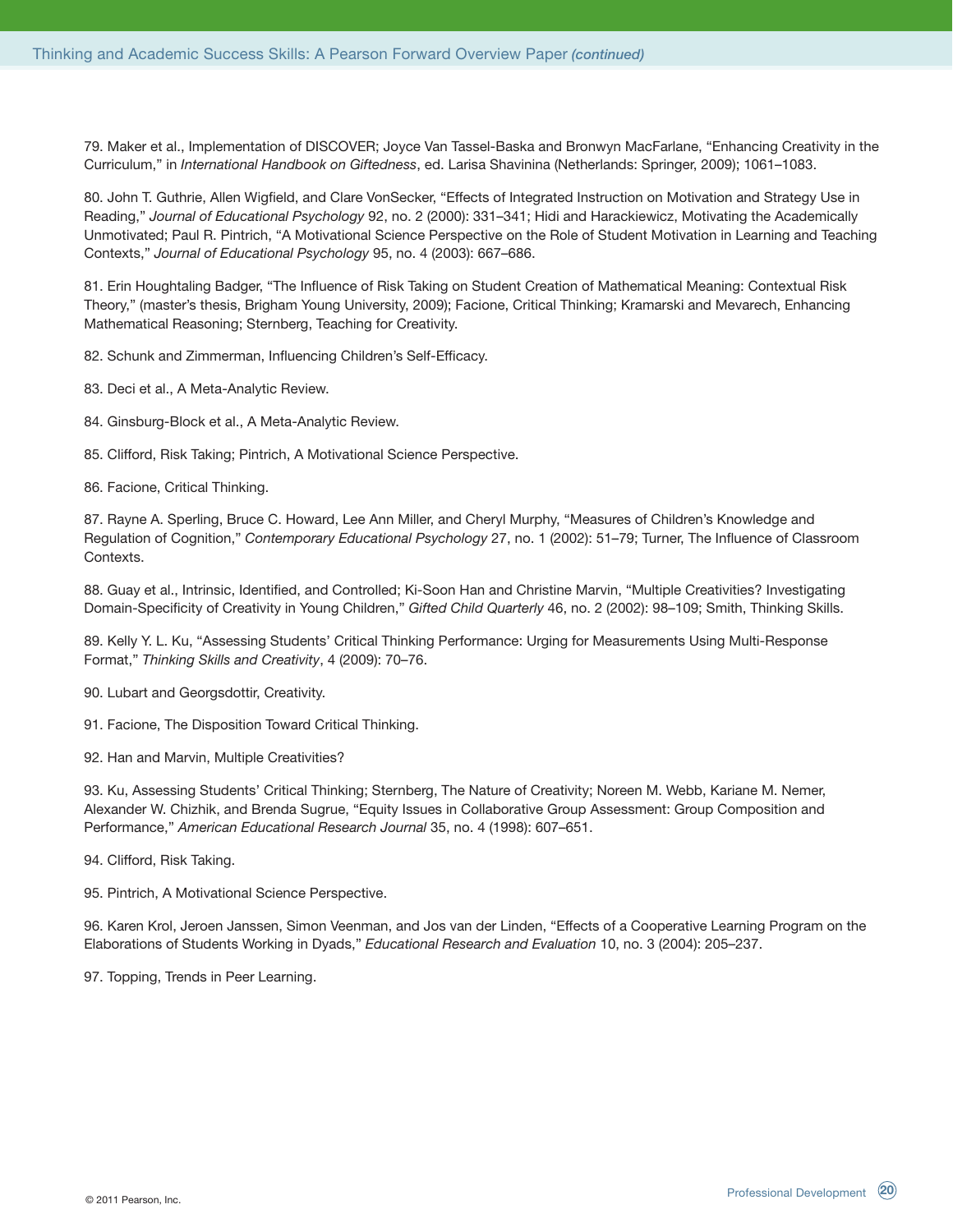79. Maker et al., Implementation of DISCOVER; Joyce Van Tassel-Baska and Bronwyn MacFarlane, "Enhancing Creativity in the Curriculum," in *International Handbook on Giftedness*, ed. Larisa Shavinina (Netherlands: Springer, 2009); 1061–1083.

80. John T. Guthrie, Allen Wigfield, and Clare VonSecker, "Effects of Integrated Instruction on Motivation and Strategy Use in Reading," *Journal of Educational Psychology* 92, no. 2 (2000): 331–341; Hidi and Harackiewicz, Motivating the Academically Unmotivated; Paul R. Pintrich, "A Motivational Science Perspective on the Role of Student Motivation in Learning and Teaching Contexts," *Journal of Educational Psychology* 95, no. 4 (2003): 667–686.

81. Erin Houghtaling Badger, "The Influence of Risk Taking on Student Creation of Mathematical Meaning: Contextual Risk Theory," (master's thesis, Brigham Young University, 2009); Facione, Critical Thinking; Kramarski and Mevarech, Enhancing Mathematical Reasoning; Sternberg, Teaching for Creativity.

82. Schunk and Zimmerman, Influencing Children's Self-Efficacy.

83. Deci et al., A Meta-Analytic Review.

84. Ginsburg-Block et al., A Meta-Analytic Review.

85. Clifford, Risk Taking; Pintrich, A Motivational Science Perspective.

86. Facione, Critical Thinking.

87. Rayne A. Sperling, Bruce C. Howard, Lee Ann Miller, and Cheryl Murphy, "Measures of Children's Knowledge and Regulation of Cognition," *Contemporary Educational Psychology* 27, no. 1 (2002): 51–79; Turner, The Influence of Classroom Contexts.

88. Guay et al., Intrinsic, Identified, and Controlled; Ki-Soon Han and Christine Marvin, "Multiple Creativities? Investigating Domain-Specificity of Creativity in Young Children," *Gifted Child Quarterly* 46, no. 2 (2002): 98–109; Smith, Thinking Skills.

89. Kelly Y. L. Ku, "Assessing Students' Critical Thinking Performance: Urging for Measurements Using Multi-Response Format," *Thinking Skills and Creativity*, 4 (2009): 70–76.

90. Lubart and Georgsdottir, Creativity.

91. Facione, The Disposition Toward Critical Thinking.

92. Han and Marvin, Multiple Creativities?

93. Ku, Assessing Students' Critical Thinking; Sternberg, The Nature of Creativity; Noreen M. Webb, Kariane M. Nemer, Alexander W. Chizhik, and Brenda Sugrue, "Equity Issues in Collaborative Group Assessment: Group Composition and Performance," *American Educational Research Journal* 35, no. 4 (1998): 607–651.

94. Clifford, Risk Taking.

95. Pintrich, A Motivational Science Perspective.

96. Karen Krol, Jeroen Janssen, Simon Veenman, and Jos van der Linden, "Effects of a Cooperative Learning Program on the Elaborations of Students Working in Dyads," *Educational Research and Evaluation* 10, no. 3 (2004): 205–237.

97. Topping, Trends in Peer Learning.

© 2011 Pearson, Inc.